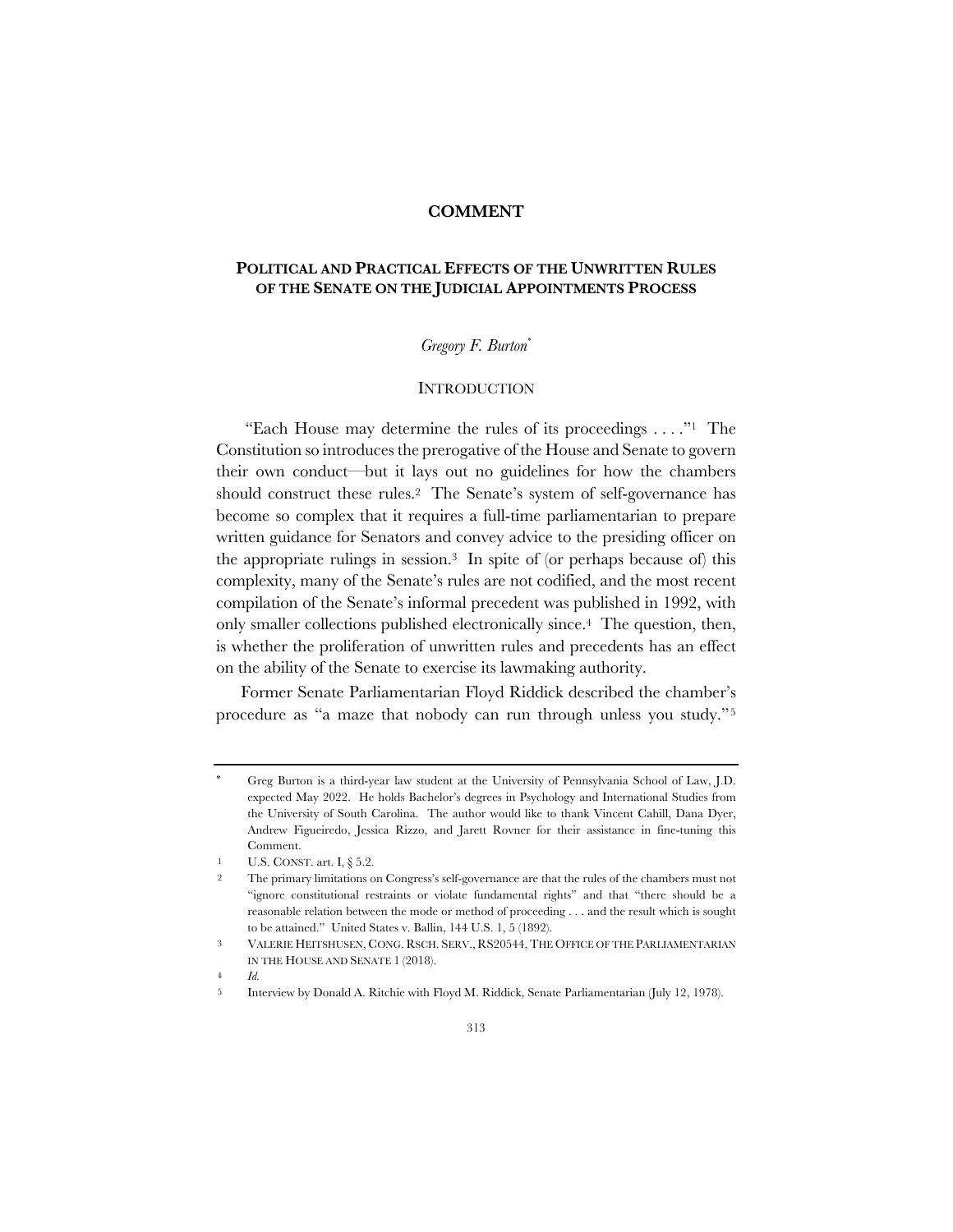# COMMENT

## POLITICAL AND PRACTICAL EFFECTS OF THE UNWRITTEN RULES OF THE SENATE ON THE JUDICIAL APPOINTMENTS PROCESS

*Gregory F. Burton*[*]

### INTRODUCTION

"Each House may determine the rules of its proceedings . . . ."[1] The Constitution so introduces the prerogative of the House and Senate to govern their own conduct—but it lays out no guidelines for how the chambers should construct these rules.[2] The Senate's system of self-governance has become so complex that it requires a full-time parliamentarian to prepare written guidance for Senators and convey advice to the presiding officer on the appropriate rulings in session.[3] In spite of (or perhaps because of) this complexity, many of the Senate's rules are not codified, and the most recent compilation of the Senate's informal precedent was published in 1992, with only smaller collections published electronically since.[4] The question, then, is whether the proliferation of unwritten rules and precedents has an effect on the ability of the Senate to exercise its lawmaking authority.

Former Senate Parliamentarian Floyd Riddick described the chamber's procedure as "a maze that nobody can run through unless you study."[5]

---

[*] Greg Burton is a third-year law student at the University of Pennsylvania School of Law, J.D. expected May 2022. He holds Bachelor's degrees in Psychology and International Studies from the University of South Carolina. The author would like to thank Vincent Cahill, Dana Dyer, Andrew Figueiredo, Jessica Rizzo, and Jarett Rovner for their assistance in fine-tuning this Comment.

[1] U.S. CONST. art. I, § 5.2.

[2] The primary limitations on Congress's self-governance are that the rules of the chambers must not "ignore constitutional restraints or violate fundamental rights" and that "there should be a reasonable relation between the mode or method of proceeding . . . and the result which is sought to be attained." United States v. Ballin, 144 U.S. 1, 5 (1892).

[3] VALERIE HEITSHUSEN, CONG. RSCH. SERV., RS20544, THE OFFICE OF THE PARLIAMENTARIAN IN THE HOUSE AND SENATE 1 (2018).

[4] *Id.*

[5] Interview by Donald A. Ritchie with Floyd M. Riddick, Senate Parliamentarian (July 12, 1978).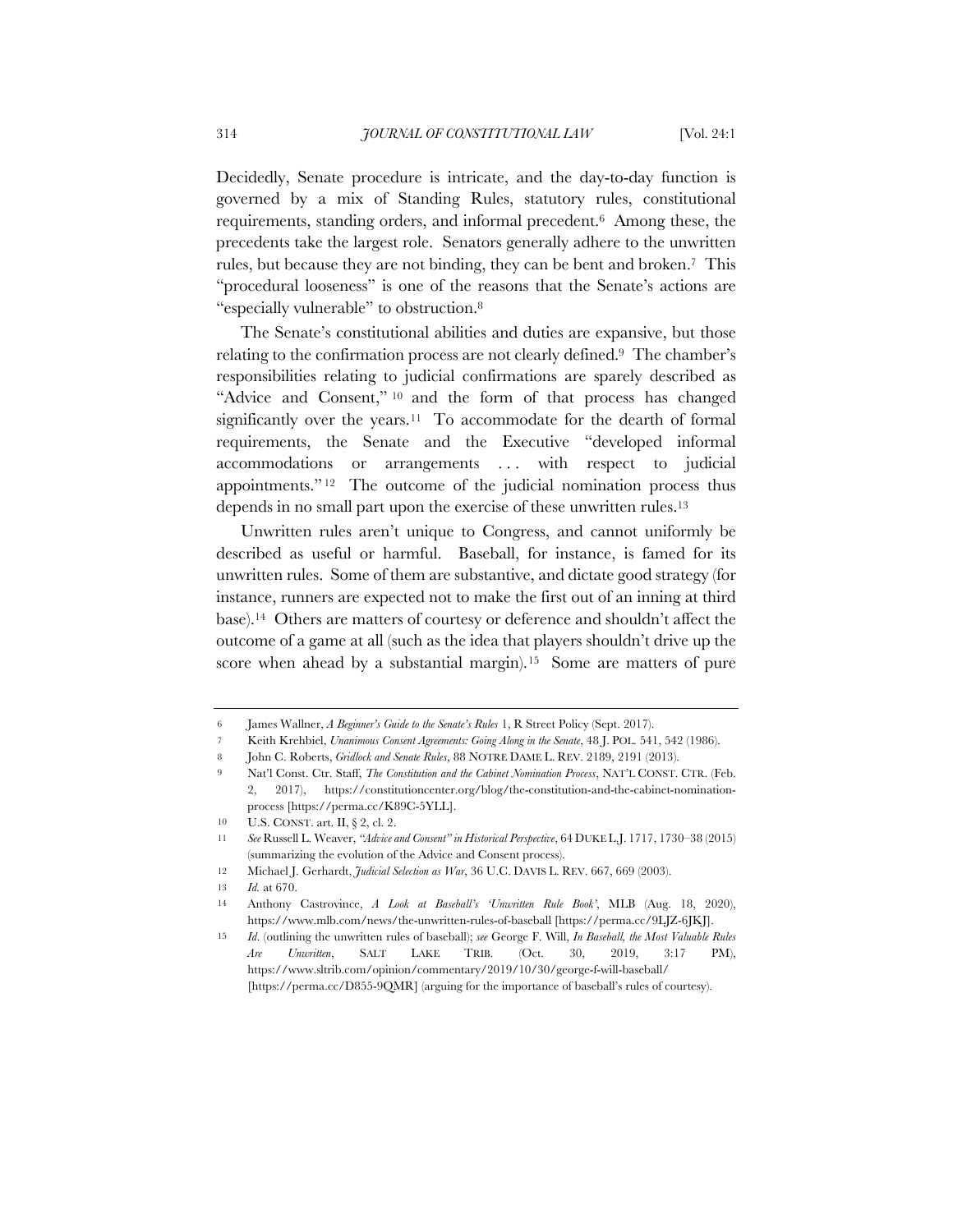Decidedly, Senate procedure is intricate, and the day-to-day function is governed by a mix of Standing Rules, statutory rules, constitutional requirements, standing orders, and informal precedent.[6] Among these, the precedents take the largest role. Senators generally adhere to the unwritten rules, but because they are not binding, they can be bent and broken.[7] This "procedural looseness" is one of the reasons that the Senate's actions are "especially vulnerable" to obstruction.[8]

The Senate's constitutional abilities and duties are expansive, but those relating to the confirmation process are not clearly defined.[9] The chamber's responsibilities relating to judicial confirmations are sparely described as "Advice and Consent,"[10] and the form of that process has changed significantly over the years.[11] To accommodate for the dearth of formal requirements, the Senate and the Executive "developed informal accommodations or arrangements . . . with respect to judicial appointments."[12] The outcome of the judicial nomination process thus depends in no small part upon the exercise of these unwritten rules.[13]

Unwritten rules aren't unique to Congress, and cannot uniformly be described as useful or harmful. Baseball, for instance, is famed for its unwritten rules. Some of them are substantive, and dictate good strategy (for instance, runners are expected not to make the first out of an inning at third base).[14] Others are matters of courtesy or deference and shouldn't affect the outcome of a game at all (such as the idea that players shouldn't drive up the score when ahead by a substantial margin).[15] Some are matters of pure

---

6 James Wallner, *A Beginner's Guide to the Senate's Rules* 1, R Street Policy (Sept. 2017).

7 Keith Krehbiel, *Unanimous Consent Agreements: Going Along in the Senate*, 48 J. POL. 541, 542 (1986).

8 John C. Roberts, *Gridlock and Senate Rules*, 88 NOTRE DAME L. REV. 2189, 2191 (2013).

9 Nat'l Const. Ctr. Staff, *The Constitution and the Cabinet Nomination Process*, NAT'L CONST. CTR. (Feb. 2, 2017), https://constitutioncenter.org/blog/the-constitution-and-the-cabinet-nomination-process [https://perma.cc/K89C-5YLL].

10 U.S. CONST. art. II, § 2, cl. 2.

11 *See* Russell L. Weaver, *"Advice and Consent" in Historical Perspective*, 64 DUKE L.J. 1717, 1730–38 (2015) (summarizing the evolution of the Advice and Consent process).

12 Michael J. Gerhardt, *Judicial Selection as War*, 36 U.C. DAVIS L. REV. 667, 669 (2003).

13 *Id.* at 670.

14 Anthony Castrovince, *A Look at Baseball's 'Unwritten Rule Book'*, MLB (Aug. 18, 2020), https://www.mlb.com/news/the-unwritten-rules-of-baseball [https://perma.cc/9LJZ-6JKJ].

15 *Id*. (outlining the unwritten rules of baseball); *see* George F. Will, *In Baseball, the Most Valuable Rules Are Unwritten*, SALT LAKE TRIB. (Oct. 30, 2019, 3:17 PM), https://www.sltrib.com/opinion/commentary/2019/10/30/george-f-will-baseball/ [https://perma.cc/D855-9QMR] (arguing for the importance of baseball's rules of courtesy).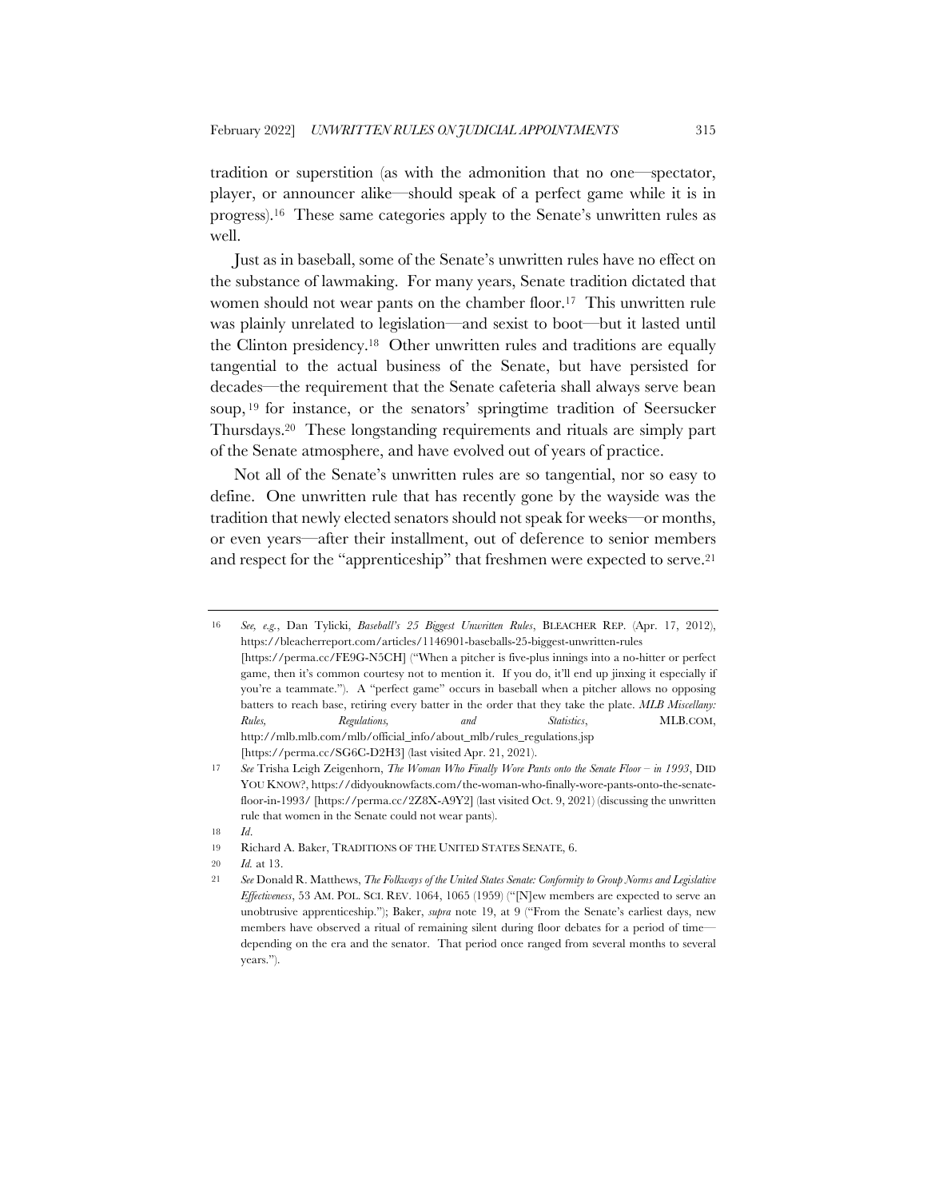tradition or superstition (as with the admonition that no one—spectator, player, or announcer alike—should speak of a perfect game while it is in progress).[16] These same categories apply to the Senate's unwritten rules as well.

Just as in baseball, some of the Senate's unwritten rules have no effect on the substance of lawmaking. For many years, Senate tradition dictated that women should not wear pants on the chamber floor.[17] This unwritten rule was plainly unrelated to legislation—and sexist to boot—but it lasted until the Clinton presidency.[18] Other unwritten rules and traditions are equally tangential to the actual business of the Senate, but have persisted for decades—the requirement that the Senate cafeteria shall always serve bean soup,[19] for instance, or the senators' springtime tradition of Seersucker Thursdays.[20] These longstanding requirements and rituals are simply part of the Senate atmosphere, and have evolved out of years of practice.

Not all of the Senate's unwritten rules are so tangential, nor so easy to define. One unwritten rule that has recently gone by the wayside was the tradition that newly elected senators should not speak for weeks—or months, or even years—after their installment, out of deference to senior members and respect for the "apprenticeship" that freshmen were expected to serve.[21]

---

16 *See, e.g.*, Dan Tylicki, *Baseball's 25 Biggest Unwritten Rules*, BLEACHER REP. (Apr. 17, 2012), https://bleacherreport.com/articles/1146901-baseballs-25-biggest-unwritten-rules [https://perma.cc/FE9G-N5CH] ("When a pitcher is five-plus innings into a no-hitter or perfect game, then it's common courtesy not to mention it. If you do, it'll end up jinxing it especially if you're a teammate."). A "perfect game" occurs in baseball when a pitcher allows no opposing batters to reach base, retiring every batter in the order that they take the plate. *MLB Miscellany: Rules, Regulations, and Statistics*, MLB.COM, http://mlb.mlb.com/mlb/official_info/about_mlb/rules_regulations.jsp [https://perma.cc/SG6C-D2H3] (last visited Apr. 21, 2021).

17 *See* Trisha Leigh Zeigenhorn, *The Woman Who Finally Wore Pants onto the Senate Floor – in 1993*, DID YOU KNOW?, https://didyouknowfacts.com/the-woman-who-finally-wore-pants-onto-the-senate-floor-in-1993/ [https://perma.cc/2Z8X-A9Y2] (last visited Oct. 9, 2021) (discussing the unwritten rule that women in the Senate could not wear pants).

18 *Id*.

19 Richard A. Baker, TRADITIONS OF THE UNITED STATES SENATE, 6.

20 *Id.* at 13.

21 *See* Donald R. Matthews, *The Folkways of the United States Senate: Conformity to Group Norms and Legislative Effectiveness*, 53 AM. POL. SCI. REV. 1064, 1065 (1959) ("[N]ew members are expected to serve an unobtrusive apprenticeship."); Baker, *supra* note 19, at 9 ("From the Senate's earliest days, new members have observed a ritual of remaining silent during floor debates for a period of time—depending on the era and the senator. That period once ranged from several months to several years.").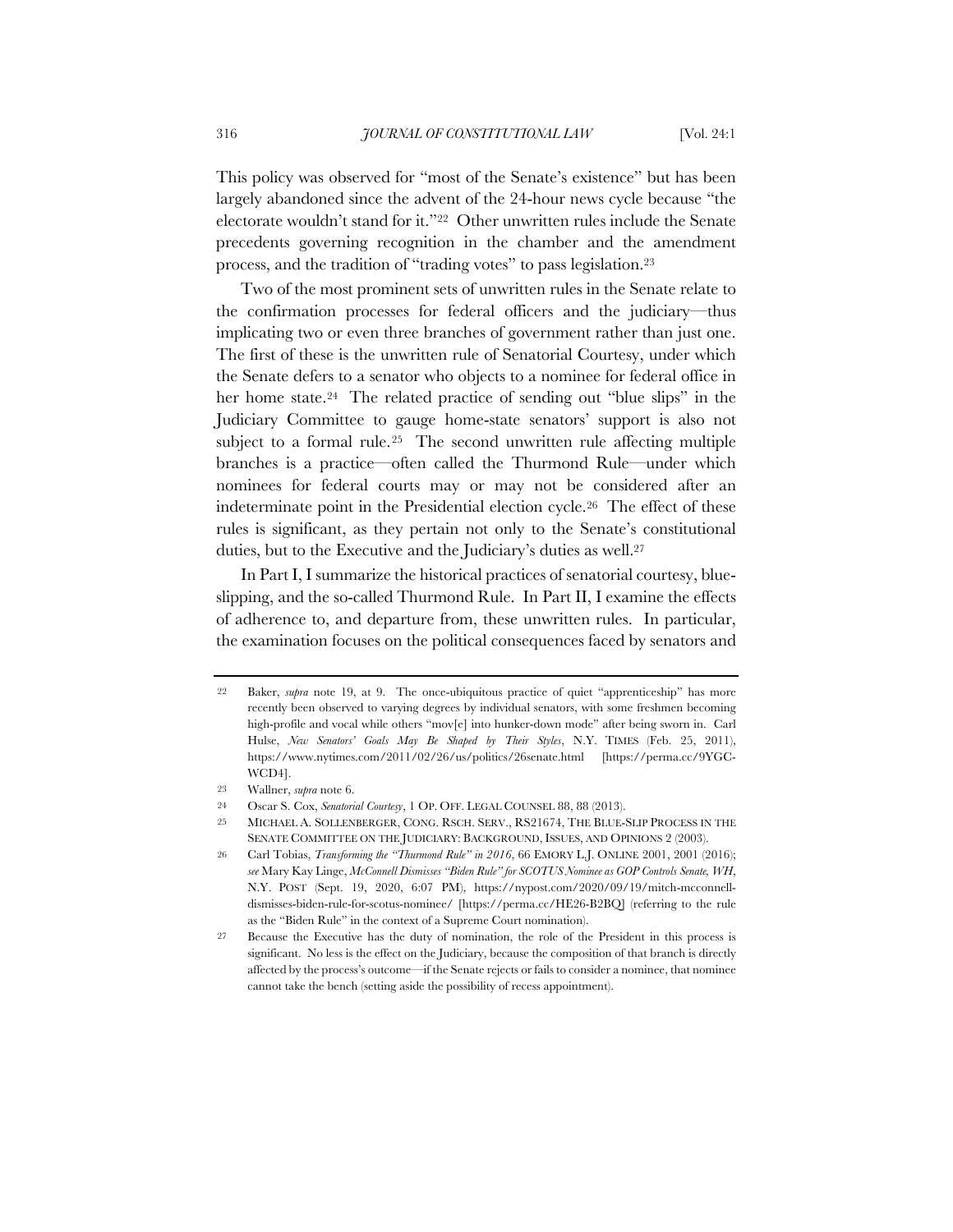This policy was observed for "most of the Senate's existence" but has been largely abandoned since the advent of the 24-hour news cycle because "the electorate wouldn't stand for it."[22] Other unwritten rules include the Senate precedents governing recognition in the chamber and the amendment process, and the tradition of "trading votes" to pass legislation.[23]

Two of the most prominent sets of unwritten rules in the Senate relate to the confirmation processes for federal officers and the judiciary—thus implicating two or even three branches of government rather than just one. The first of these is the unwritten rule of Senatorial Courtesy, under which the Senate defers to a senator who objects to a nominee for federal office in her home state.[24] The related practice of sending out "blue slips" in the Judiciary Committee to gauge home-state senators' support is also not subject to a formal rule.[25] The second unwritten rule affecting multiple branches is a practice—often called the Thurmond Rule—under which nominees for federal courts may or may not be considered after an indeterminate point in the Presidential election cycle.[26] The effect of these rules is significant, as they pertain not only to the Senate's constitutional duties, but to the Executive and the Judiciary's duties as well.[27]

In Part I, I summarize the historical practices of senatorial courtesy, blue-slipping, and the so-called Thurmond Rule. In Part II, I examine the effects of adherence to, and departure from, these unwritten rules. In particular, the examination focuses on the political consequences faced by senators and

---

22 Baker, *supra* note 19, at 9. The once-ubiquitous practice of quiet "apprenticeship" has more recently been observed to varying degrees by individual senators, with some freshmen becoming high-profile and vocal while others "mov[e] into hunker-down mode" after being sworn in. Carl Hulse, *New Senators' Goals May Be Shaped by Their Styles*, N.Y. TIMES (Feb. 25, 2011), https://www.nytimes.com/2011/02/26/us/politics/26senate.html [https://perma.cc/9YGC-WCD4].

23 Wallner, *supra* note 6.

24 Oscar S. Cox, *Senatorial Courtesy*, 1 OP. OFF. LEGAL COUNSEL 88, 88 (2013).

25 MICHAEL A. SOLLENBERGER, CONG. RSCH. SERV., RS21674, THE BLUE-SLIP PROCESS IN THE SENATE COMMITTEE ON THE JUDICIARY: BACKGROUND, ISSUES, AND OPINIONS 2 (2003).

26 Carl Tobias, *Transforming the "Thurmond Rule" in 2016*, 66 EMORY L.J. ONLINE 2001, 2001 (2016); *see* Mary Kay Linge, *McConnell Dismisses "Biden Rule" for SCOTUS Nominee as GOP Controls Senate, WH*, N.Y. POST (Sept. 19, 2020, 6:07 PM), https://nypost.com/2020/09/19/mitch-mcconnell-dismisses-biden-rule-for-scotus-nominee/ [https://perma.cc/HE26-B2BQ] (referring to the rule as the "Biden Rule" in the context of a Supreme Court nomination).

27 Because the Executive has the duty of nomination, the role of the President in this process is significant. No less is the effect on the Judiciary, because the composition of that branch is directly affected by the process's outcome—if the Senate rejects or fails to consider a nominee, that nominee cannot take the bench (setting aside the possibility of recess appointment).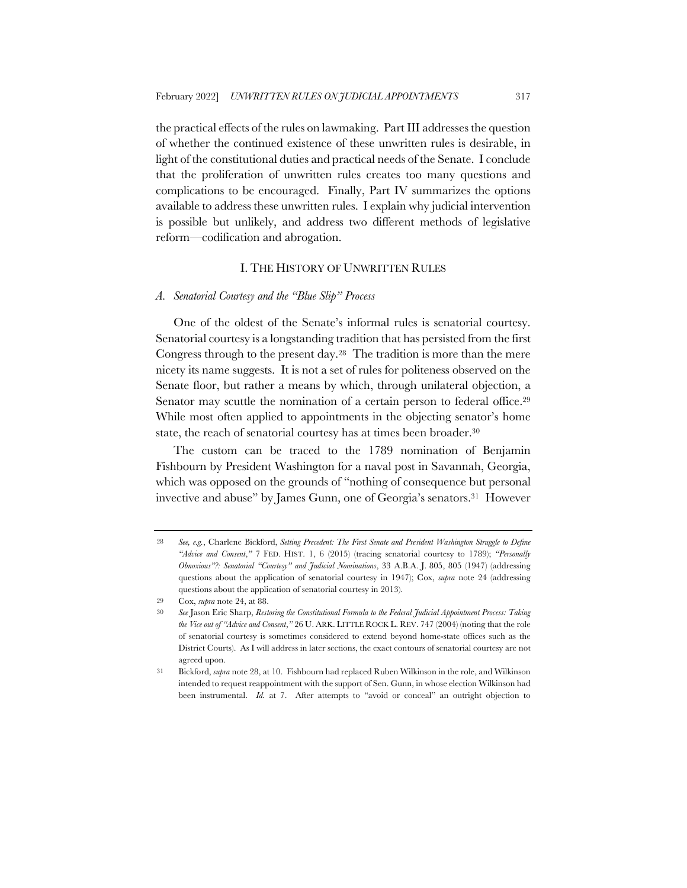the practical effects of the rules on lawmaking. Part III addresses the question of whether the continued existence of these unwritten rules is desirable, in light of the constitutional duties and practical needs of the Senate. I conclude that the proliferation of unwritten rules creates too many questions and complications to be encouraged. Finally, Part IV summarizes the options available to address these unwritten rules. I explain why judicial intervention is possible but unlikely, and address two different methods of legislative reform—codification and abrogation.

## I. THE HISTORY OF UNWRITTEN RULES

### *A. Senatorial Courtesy and the "Blue Slip" Process*

One of the oldest of the Senate's informal rules is senatorial courtesy. Senatorial courtesy is a longstanding tradition that has persisted from the first Congress through to the present day.[28] The tradition is more than the mere nicety its name suggests. It is not a set of rules for politeness observed on the Senate floor, but rather a means by which, through unilateral objection, a Senator may scuttle the nomination of a certain person to federal office.[29] While most often applied to appointments in the objecting senator's home state, the reach of senatorial courtesy has at times been broader.[30]

The custom can be traced to the 1789 nomination of Benjamin Fishbourn by President Washington for a naval post in Savannah, Georgia, which was opposed on the grounds of "nothing of consequence but personal invective and abuse" by James Gunn, one of Georgia's senators.[31] However

---

[28] *See, e.g.*, Charlene Bickford, *Setting Precedent: The First Senate and President Washington Struggle to Define "Advice and Consent*,*"* 7 FED. HIST. 1, 6 (2015) (tracing senatorial courtesy to 1789); *"Personally Obnoxious"?: Senatorial "Courtesy" and Judicial Nominations*, 33 A.B.A. J. 805, 805 (1947) (addressing questions about the application of senatorial courtesy in 1947); Cox, *supra* note 24 (addressing questions about the application of senatorial courtesy in 2013).

[29] Cox, *supra* note 24, at 88.

[30] *See* Jason Eric Sharp, *Restoring the Constitutional Formula to the Federal Judicial Appointment Process: Taking the Vice out of "Advice and Consent*,*"* 26 U. ARK. LITTLE ROCK L. REV. 747 (2004) (noting that the role of senatorial courtesy is sometimes considered to extend beyond home-state offices such as the District Courts). As I will address in later sections, the exact contours of senatorial courtesy are not agreed upon.

[31] Bickford, *supra* note 28, at 10. Fishbourn had replaced Ruben Wilkinson in the role, and Wilkinson intended to request reappointment with the support of Sen. Gunn, in whose election Wilkinson had been instrumental. *Id.* at 7. After attempts to "avoid or conceal" an outright objection to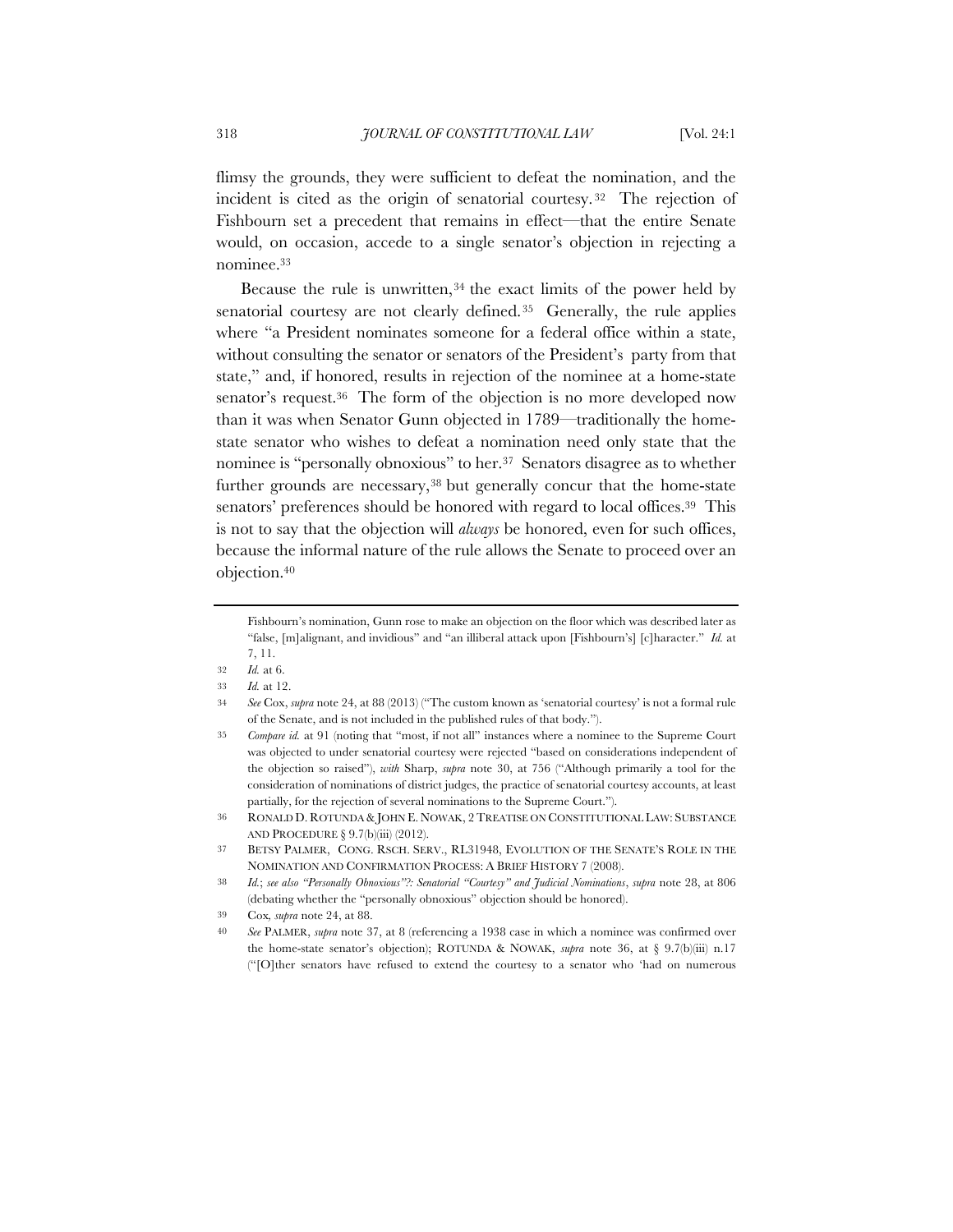flimsy the grounds, they were sufficient to defeat the nomination, and the incident is cited as the origin of senatorial courtesy.[32] The rejection of Fishbourn set a precedent that remains in effect—that the entire Senate would, on occasion, accede to a single senator's objection in rejecting a nominee.[33]

Because the rule is unwritten,[34] the exact limits of the power held by senatorial courtesy are not clearly defined.[35] Generally, the rule applies where "a President nominates someone for a federal office within a state, without consulting the senator or senators of the President's party from that state," and, if honored, results in rejection of the nominee at a home-state senator's request.[36] The form of the objection is no more developed now than it was when Senator Gunn objected in 1789—traditionally the home-state senator who wishes to defeat a nomination need only state that the nominee is "personally obnoxious" to her.[37] Senators disagree as to whether further grounds are necessary,[38] but generally concur that the home-state senators' preferences should be honored with regard to local offices.[39] This is not to say that the objection will *always* be honored, even for such offices, because the informal nature of the rule allows the Senate to proceed over an objection.[40]

---

Fishbourn's nomination, Gunn rose to make an objection on the floor which was described later as "false, [m]alignant, and invidious" and "an illiberal attack upon [Fishbourn's] [c]haracter." *Id.* at 7, 11.

32 *Id.* at 6.

33 *Id.* at 12.

34 *See* Cox, *supra* note 24, at 88 (2013) ("The custom known as 'senatorial courtesy' is not a formal rule of the Senate, and is not included in the published rules of that body.").

35 *Compare id.* at 91 (noting that "most, if not all" instances where a nominee to the Supreme Court was objected to under senatorial courtesy were rejected "based on considerations independent of the objection so raised"), *with* Sharp, *supra* note 30, at 756 ("Although primarily a tool for the consideration of nominations of district judges, the practice of senatorial courtesy accounts, at least partially, for the rejection of several nominations to the Supreme Court.").

36 RONALD D. ROTUNDA & JOHN E. NOWAK, 2 TREATISE ON CONSTITUTIONAL LAW: SUBSTANCE AND PROCEDURE § 9.7(b)(iii) (2012).

37 BETSY PALMER, CONG. RSCH. SERV., RL31948, EVOLUTION OF THE SENATE'S ROLE IN THE NOMINATION AND CONFIRMATION PROCESS: A BRIEF HISTORY 7 (2008).

38 *Id.*; *see also "Personally Obnoxious"?: Senatorial "Courtesy" and Judicial Nominations*, *supra* note 28, at 806 (debating whether the "personally obnoxious" objection should be honored).

39 Cox, *supra* note 24, at 88.

40 *See* PALMER, *supra* note 37, at 8 (referencing a 1938 case in which a nominee was confirmed over the home-state senator's objection); ROTUNDA & NOWAK, *supra* note 36, at § 9.7(b)(iii) n.17 ("[O]ther senators have refused to extend the courtesy to a senator who 'had on numerous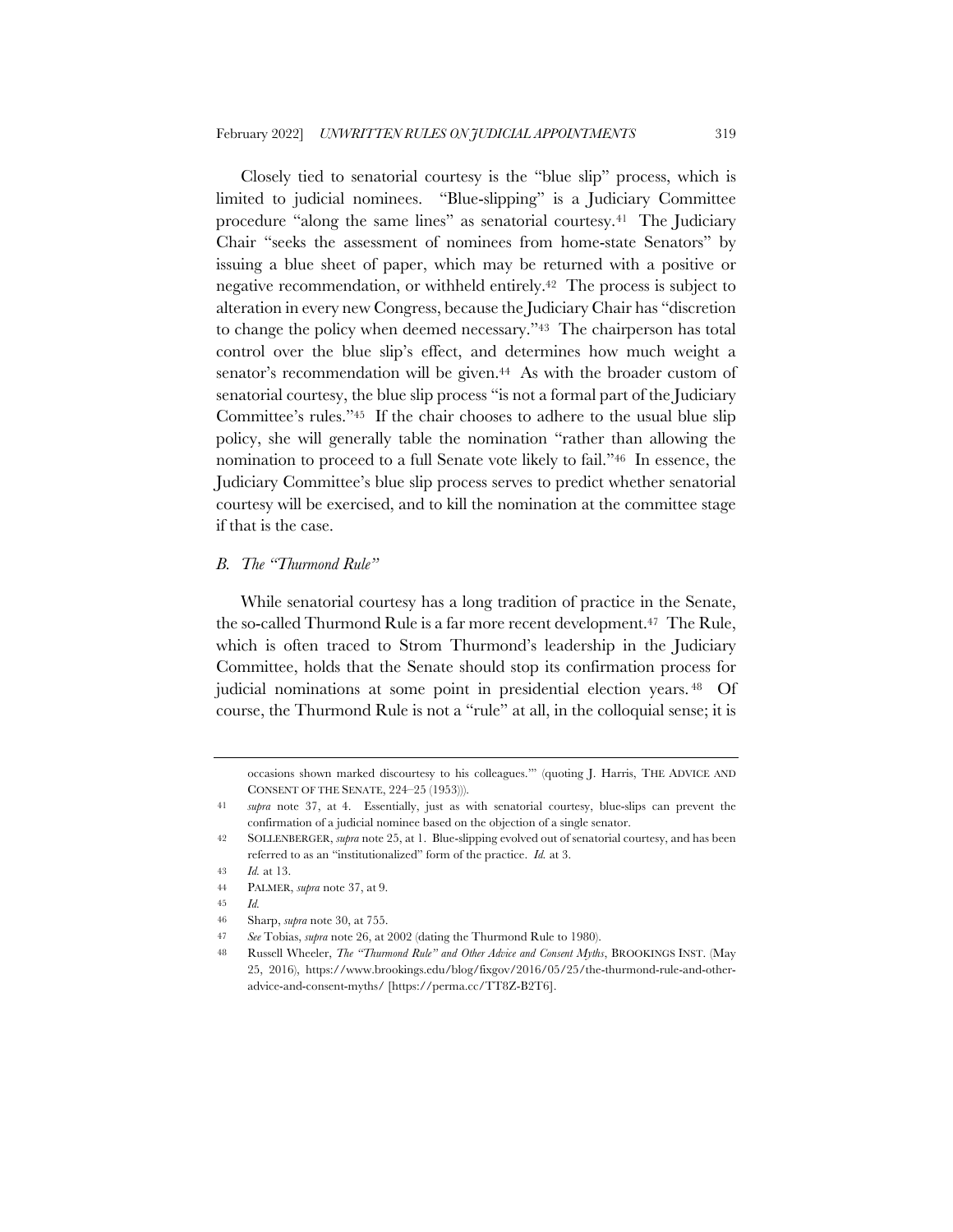Closely tied to senatorial courtesy is the "blue slip" process, which is limited to judicial nominees. "Blue-slipping" is a Judiciary Committee procedure "along the same lines" as senatorial courtesy.[41] The Judiciary Chair "seeks the assessment of nominees from home-state Senators" by issuing a blue sheet of paper, which may be returned with a positive or negative recommendation, or withheld entirely.[42] The process is subject to alteration in every new Congress, because the Judiciary Chair has "discretion to change the policy when deemed necessary."[43] The chairperson has total control over the blue slip's effect, and determines how much weight a senator's recommendation will be given.[44] As with the broader custom of senatorial courtesy, the blue slip process "is not a formal part of the Judiciary Committee's rules."[45] If the chair chooses to adhere to the usual blue slip policy, she will generally table the nomination "rather than allowing the nomination to proceed to a full Senate vote likely to fail."[46] In essence, the Judiciary Committee's blue slip process serves to predict whether senatorial courtesy will be exercised, and to kill the nomination at the committee stage if that is the case.

### *B. The "Thurmond Rule"*

While senatorial courtesy has a long tradition of practice in the Senate, the so-called Thurmond Rule is a far more recent development.[47] The Rule, which is often traced to Strom Thurmond's leadership in the Judiciary Committee, holds that the Senate should stop its confirmation process for judicial nominations at some point in presidential election years.[48] Of course, the Thurmond Rule is not a "rule" at all, in the colloquial sense; it is

---

occasions shown marked discourtesy to his colleagues.'" (quoting J. Harris, THE ADVICE AND CONSENT OF THE SENATE, 224–25 (1953))).

41 *supra* note 37, at 4. Essentially, just as with senatorial courtesy, blue-slips can prevent the confirmation of a judicial nominee based on the objection of a single senator.

42 SOLLENBERGER, *supra* note 25, at 1. Blue-slipping evolved out of senatorial courtesy, and has been referred to as an "institutionalized" form of the practice. *Id.* at 3.

43 *Id.* at 13.

44 PALMER, *supra* note 37, at 9.

45 *Id.*

46 Sharp, *supra* note 30, at 755.

47 *See* Tobias, *supra* note 26, at 2002 (dating the Thurmond Rule to 1980).

48 Russell Wheeler, *The "Thurmond Rule" and Other Advice and Consent Myths*, BROOKINGS INST. (May 25, 2016), https://www.brookings.edu/blog/fixgov/2016/05/25/the-thurmond-rule-and-other-advice-and-consent-myths/ [https://perma.cc/TT8Z-B2T6].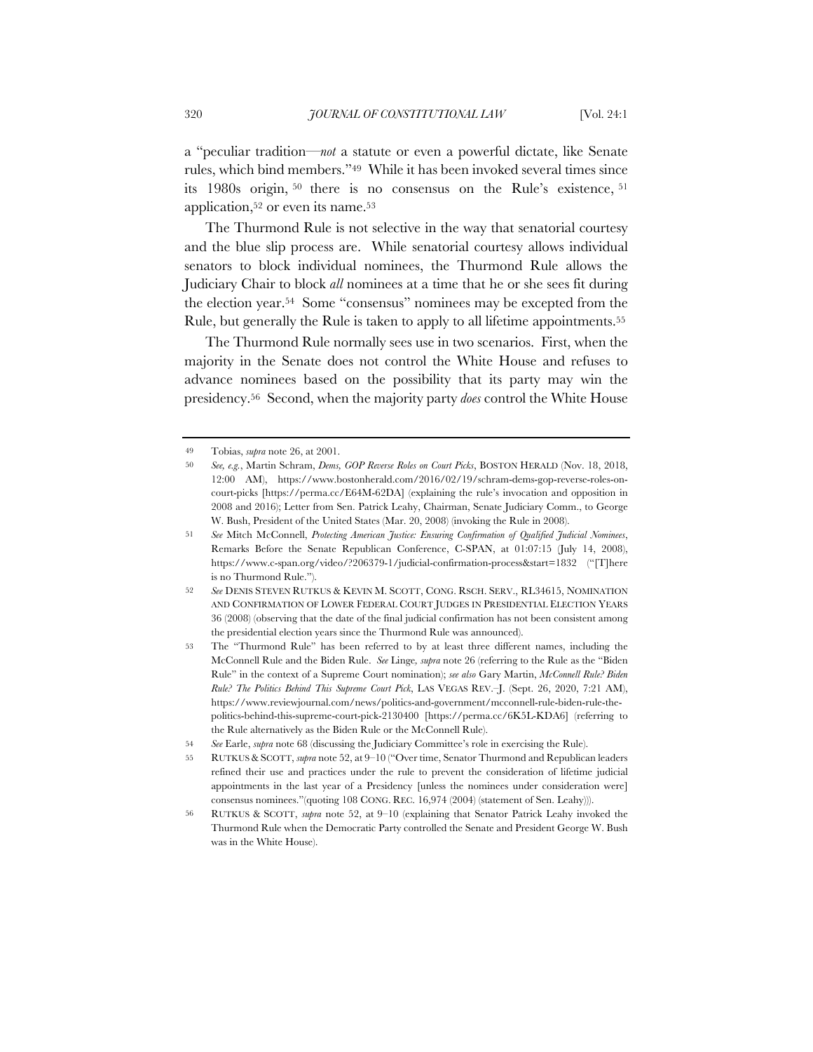a "peculiar tradition—*not* a statute or even a powerful dictate, like Senate rules, which bind members."[49] While it has been invoked several times since its 1980s origin,[50] there is no consensus on the Rule's existence,[51] application,[52] or even its name.[53]

The Thurmond Rule is not selective in the way that senatorial courtesy and the blue slip process are. While senatorial courtesy allows individual senators to block individual nominees, the Thurmond Rule allows the Judiciary Chair to block *all* nominees at a time that he or she sees fit during the election year.[54] Some "consensus" nominees may be excepted from the Rule, but generally the Rule is taken to apply to all lifetime appointments.[55]

The Thurmond Rule normally sees use in two scenarios. First, when the majority in the Senate does not control the White House and refuses to advance nominees based on the possibility that its party may win the presidency.[56] Second, when the majority party *does* control the White House

---

49 Tobias, *supra* note 26, at 2001.

50 *See, e.g.*, Martin Schram, *Dems, GOP Reverse Roles on Court Picks*, BOSTON HERALD (Nov. 18, 2018, 12:00 AM), https://www.bostonherald.com/2016/02/19/schram-dems-gop-reverse-roles-on-court-picks [https://perma.cc/E64M-62DA] (explaining the rule's invocation and opposition in 2008 and 2016); Letter from Sen. Patrick Leahy, Chairman, Senate Judiciary Comm., to George W. Bush, President of the United States (Mar. 20, 2008) (invoking the Rule in 2008).

51 *See* Mitch McConnell, *Protecting American Justice: Ensuring Confirmation of Qualified Judicial Nominees*, Remarks Before the Senate Republican Conference, C-SPAN, at 01:07:15 (July 14, 2008), https://www.c-span.org/video/?206379-1/judicial-confirmation-process&start=1832 ("[T]here is no Thurmond Rule.").

52 *See* DENIS STEVEN RUTKUS & KEVIN M. SCOTT, CONG. RSCH. SERV., RL34615, NOMINATION AND CONFIRMATION OF LOWER FEDERAL COURT JUDGES IN PRESIDENTIAL ELECTION YEARS 36 (2008) (observing that the date of the final judicial confirmation has not been consistent among the presidential election years since the Thurmond Rule was announced).

53 The "Thurmond Rule" has been referred to by at least three different names, including the McConnell Rule and the Biden Rule. *See* Linge*, supra* note 26 (referring to the Rule as the "Biden Rule" in the context of a Supreme Court nomination); *see also* Gary Martin, *McConnell Rule? Biden Rule? The Politics Behind This Supreme Court Pick*, LAS VEGAS REV.–J. (Sept. 26, 2020, 7:21 AM), https://www.reviewjournal.com/news/politics-and-government/mcconnell-rule-biden-rule-the-politics-behind-this-supreme-court-pick-2130400 [https://perma.cc/6K5L-KDA6] (referring to the Rule alternatively as the Biden Rule or the McConnell Rule).

54 *See* Earle, *supra* note 68 (discussing the Judiciary Committee's role in exercising the Rule).

55 RUTKUS & SCOTT, *supra* note 52, at 9–10 ("Over time, Senator Thurmond and Republican leaders refined their use and practices under the rule to prevent the consideration of lifetime judicial appointments in the last year of a Presidency [unless the nominees under consideration were] consensus nominees."(quoting 108 CONG. REC. 16,974 (2004) (statement of Sen. Leahy))).

56 RUTKUS & SCOTT, *supra* note 52, at 9–10 (explaining that Senator Patrick Leahy invoked the Thurmond Rule when the Democratic Party controlled the Senate and President George W. Bush was in the White House).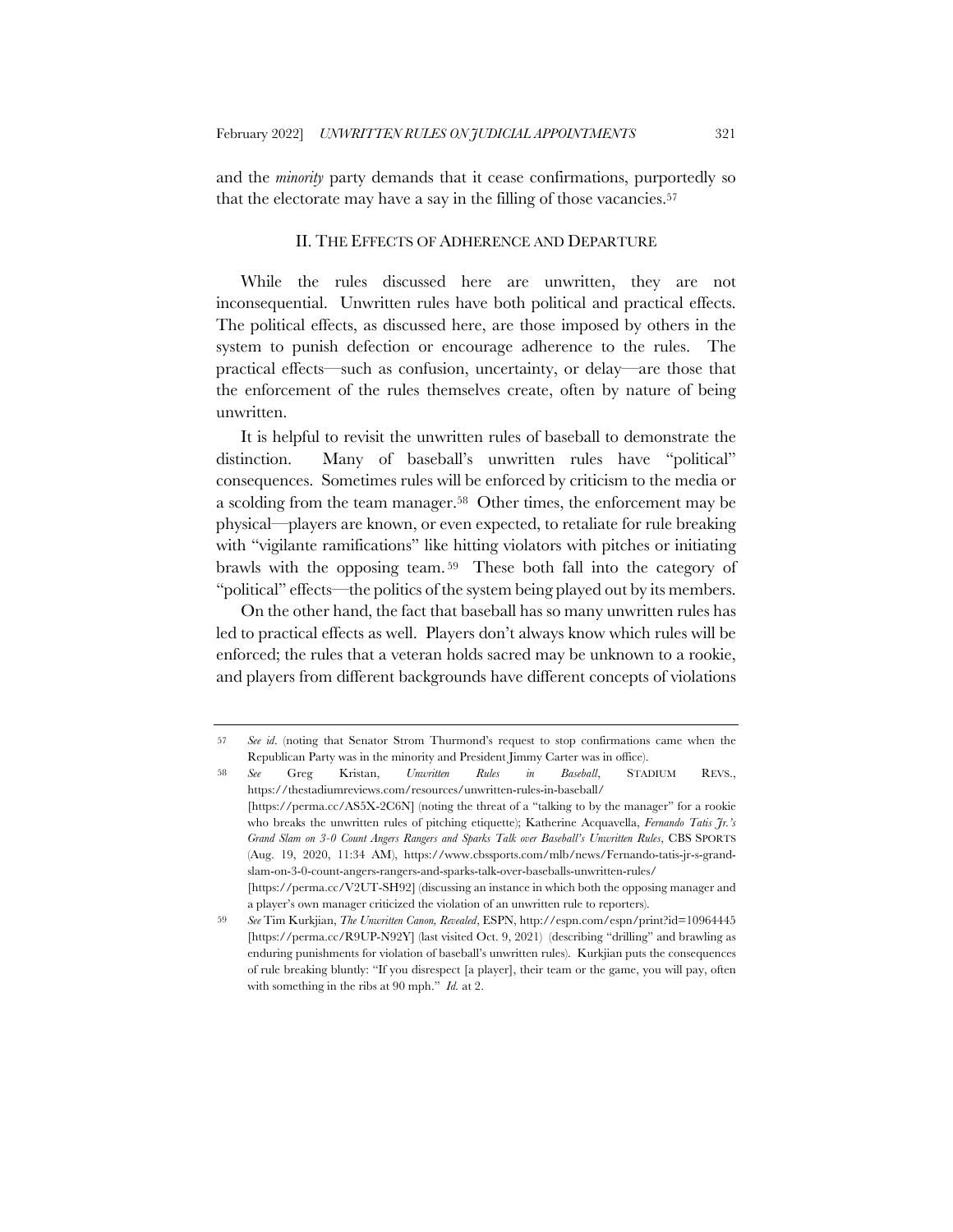and the *minority* party demands that it cease confirmations, purportedly so that the electorate may have a say in the filling of those vacancies.[57]

## II. THE EFFECTS OF ADHERENCE AND DEPARTURE

While the rules discussed here are unwritten, they are not inconsequential. Unwritten rules have both political and practical effects. The political effects, as discussed here, are those imposed by others in the system to punish defection or encourage adherence to the rules. The practical effects—such as confusion, uncertainty, or delay—are those that the enforcement of the rules themselves create, often by nature of being unwritten.

It is helpful to revisit the unwritten rules of baseball to demonstrate the distinction. Many of baseball's unwritten rules have "political" consequences. Sometimes rules will be enforced by criticism to the media or a scolding from the team manager.[58] Other times, the enforcement may be physical—players are known, or even expected, to retaliate for rule breaking with "vigilante ramifications" like hitting violators with pitches or initiating brawls with the opposing team.[59] These both fall into the category of "political" effects—the politics of the system being played out by its members.

On the other hand, the fact that baseball has so many unwritten rules has led to practical effects as well. Players don't always know which rules will be enforced; the rules that a veteran holds sacred may be unknown to a rookie, and players from different backgrounds have different concepts of violations

---

57 *See id*. (noting that Senator Strom Thurmond's request to stop confirmations came when the Republican Party was in the minority and President Jimmy Carter was in office).

58 *See* Greg Kristan, *Unwritten Rules in Baseball*, STADIUM REVS., https://thestadiumreviews.com/resources/unwritten-rules-in-baseball/ [https://perma.cc/AS5X-2C6N] (noting the threat of a "talking to by the manager" for a rookie who breaks the unwritten rules of pitching etiquette); Katherine Acquavella, *Fernando Tatis Jr.'s Grand Slam on 3-0 Count Angers Rangers and Sparks Talk over Baseball's Unwritten Rules*, CBS SPORTS (Aug. 19, 2020, 11:34 AM), https://www.cbssports.com/mlb/news/Fernando-tatis-jr-s-grand-slam-on-3-0-count-angers-rangers-and-sparks-talk-over-baseballs-unwritten-rules/ [https://perma.cc/V2UT-SH92] (discussing an instance in which both the opposing manager and a player's own manager criticized the violation of an unwritten rule to reporters).

59 *See* Tim Kurkjian, *The Unwritten Canon, Revealed*, ESPN, http://espn.com/espn/print?id=10964445 [https://perma.cc/R9UP-N92Y] (last visited Oct. 9, 2021) (describing "drilling" and brawling as enduring punishments for violation of baseball's unwritten rules). Kurkjian puts the consequences of rule breaking bluntly: "If you disrespect [a player], their team or the game, you will pay, often with something in the ribs at 90 mph." *Id.* at 2.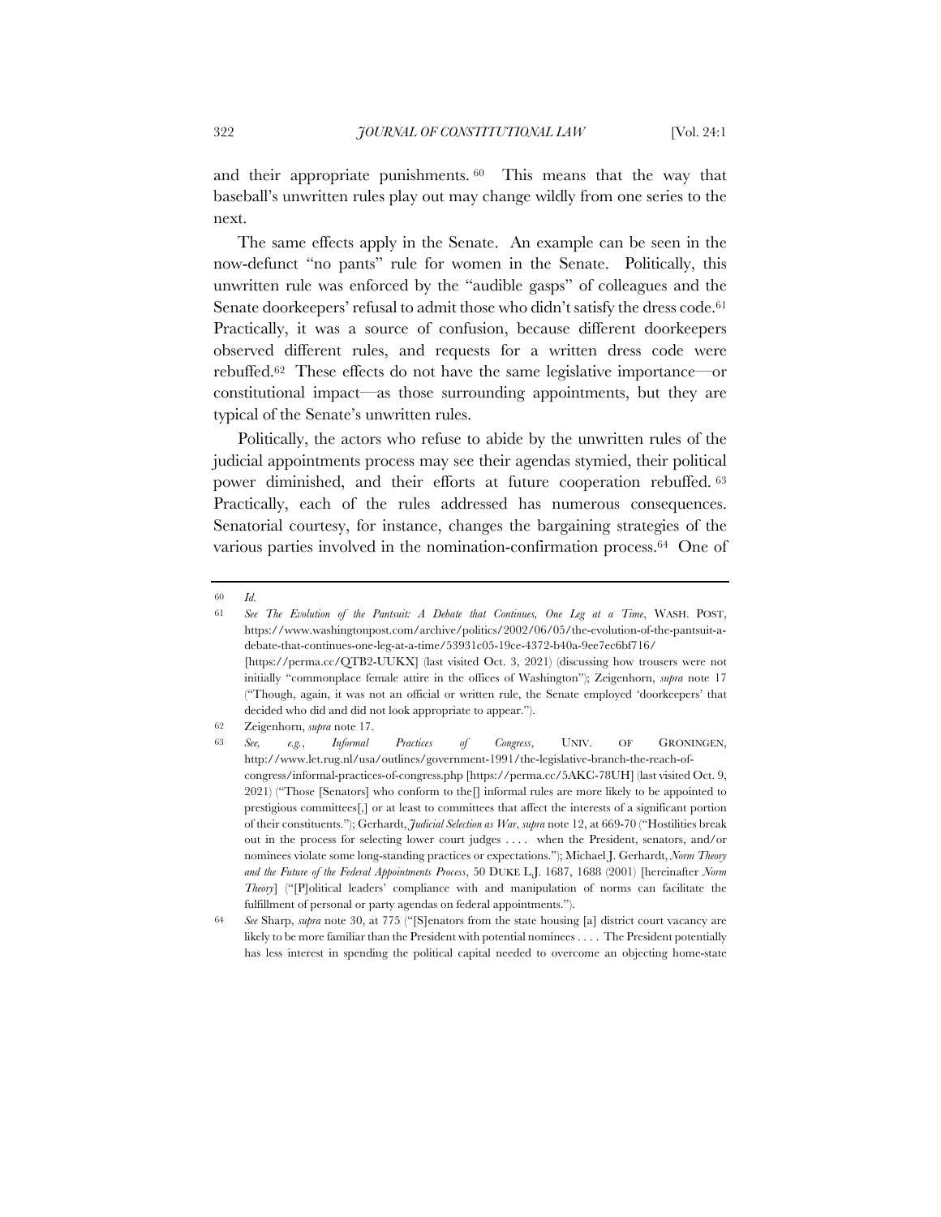and their appropriate punishments.[60] This means that the way that baseball's unwritten rules play out may change wildly from one series to the next.

The same effects apply in the Senate. An example can be seen in the now-defunct "no pants" rule for women in the Senate. Politically, this unwritten rule was enforced by the "audible gasps" of colleagues and the Senate doorkeepers' refusal to admit those who didn't satisfy the dress code.[61] Practically, it was a source of confusion, because different doorkeepers observed different rules, and requests for a written dress code were rebuffed.[62] These effects do not have the same legislative importance—or constitutional impact—as those surrounding appointments, but they are typical of the Senate's unwritten rules.

Politically, the actors who refuse to abide by the unwritten rules of the judicial appointments process may see their agendas stymied, their political power diminished, and their efforts at future cooperation rebuffed.[63] Practically, each of the rules addressed has numerous consequences. Senatorial courtesy, for instance, changes the bargaining strategies of the various parties involved in the nomination-confirmation process.[64] One of

---

[60] *Id.*

[61] *See The Evolution of the Pantsuit: A Debate that Continues, One Leg at a Time*, WASH. POST, https://www.washingtonpost.com/archive/politics/2002/06/05/the-evolution-of-the-pantsuit-a-debate-that-continues-one-leg-at-a-time/53931c05-19ce-4372-b40a-9ee7ec6bf716/ [https://perma.cc/QTB2-UUKX] (last visited Oct. 3, 2021) (discussing how trousers were not initially "commonplace female attire in the offices of Washington"); Zeigenhorn, *supra* note 17 ("Though, again, it was not an official or written rule, the Senate employed 'doorkeepers' that decided who did and did not look appropriate to appear.").

[62] Zeigenhorn, *supra* note 17.

[63] *See, e.g.*, *Informal Practices of Congress*, UNIV. OF GRONINGEN, http://www.let.rug.nl/usa/outlines/government-1991/the-legislative-branch-the-reach-of-congress/informal-practices-of-congress.php [https://perma.cc/5AKC-78UH] (last visited Oct. 9, 2021) ("Those [Senators] who conform to the[] informal rules are more likely to be appointed to prestigious committees[,] or at least to committees that affect the interests of a significant portion of their constituents."); Gerhardt, *Judicial Selection as War*, *supra* note 12, at 669-70 ("Hostilities break out in the process for selecting lower court judges . . . . when the President, senators, and/or nominees violate some long-standing practices or expectations."); Michael J. Gerhardt, *Norm Theory and the Future of the Federal Appointments Process*, 50 DUKE L.J. 1687, 1688 (2001) [hereinafter *Norm Theory*] ("[P]olitical leaders' compliance with and manipulation of norms can facilitate the fulfillment of personal or party agendas on federal appointments.").

[64] *See* Sharp, *supra* note 30, at 775 ("[S]enators from the state housing [a] district court vacancy are likely to be more familiar than the President with potential nominees . . . . The President potentially has less interest in spending the political capital needed to overcome an objecting home-state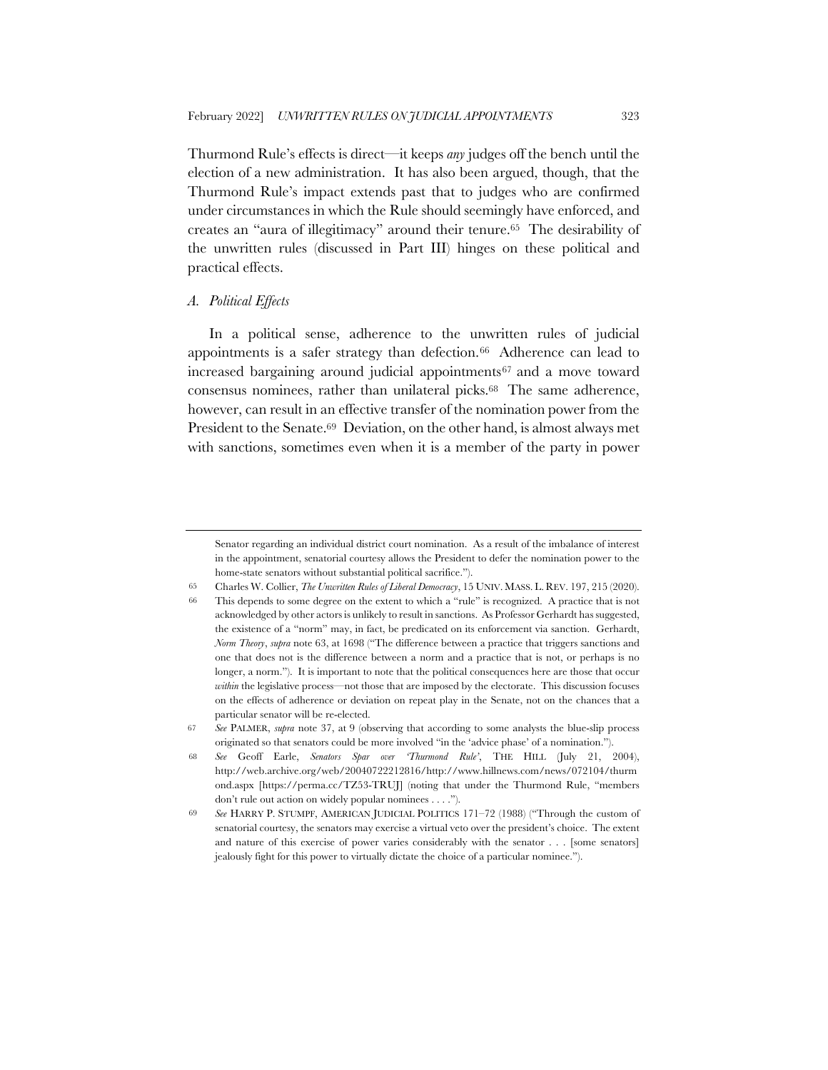Thurmond Rule's effects is direct—it keeps *any* judges off the bench until the election of a new administration. It has also been argued, though, that the Thurmond Rule's impact extends past that to judges who are confirmed under circumstances in which the Rule should seemingly have enforced, and creates an "aura of illegitimacy" around their tenure.[65] The desirability of the unwritten rules (discussed in Part III) hinges on these political and practical effects.

### *A. Political Effects*

In a political sense, adherence to the unwritten rules of judicial appointments is a safer strategy than defection.[66] Adherence can lead to increased bargaining around judicial appointments[67] and a move toward consensus nominees, rather than unilateral picks.[68] The same adherence, however, can result in an effective transfer of the nomination power from the President to the Senate.[69] Deviation, on the other hand, is almost always met with sanctions, sometimes even when it is a member of the party in power

---

Senator regarding an individual district court nomination. As a result of the imbalance of interest in the appointment, senatorial courtesy allows the President to defer the nomination power to the home-state senators without substantial political sacrifice.").

65 Charles W. Collier, *The Unwritten Rules of Liberal Democracy*, 15 UNIV. MASS. L. REV. 197, 215 (2020).

66 This depends to some degree on the extent to which a "rule" is recognized. A practice that is not acknowledged by other actors is unlikely to result in sanctions. As Professor Gerhardt has suggested, the existence of a "norm" may, in fact, be predicated on its enforcement via sanction. Gerhardt, *Norm Theory*, *supra* note 63, at 1698 ("The difference between a practice that triggers sanctions and one that does not is the difference between a norm and a practice that is not, or perhaps is no longer, a norm."). It is important to note that the political consequences here are those that occur *within* the legislative process—not those that are imposed by the electorate. This discussion focuses on the effects of adherence or deviation on repeat play in the Senate, not on the chances that a particular senator will be re-elected.

67 *See* PALMER, *supra* note 37, at 9 (observing that according to some analysts the blue-slip process originated so that senators could be more involved "in the 'advice phase' of a nomination.").

68 *See* Geoff Earle, *Senators Spar over 'Thurmond Rule'*, THE HILL (July 21, 2004), http://web.archive.org/web/20040722212816/http://www.hillnews.com/news/072104/thurmond.aspx [https://perma.cc/TZ53-TRUJ] (noting that under the Thurmond Rule, "members don't rule out action on widely popular nominees . . . .").

69 *See* HARRY P. STUMPF, AMERICAN JUDICIAL POLITICS 171–72 (1988) ("Through the custom of senatorial courtesy, the senators may exercise a virtual veto over the president's choice. The extent and nature of this exercise of power varies considerably with the senator . . . [some senators] jealously fight for this power to virtually dictate the choice of a particular nominee.").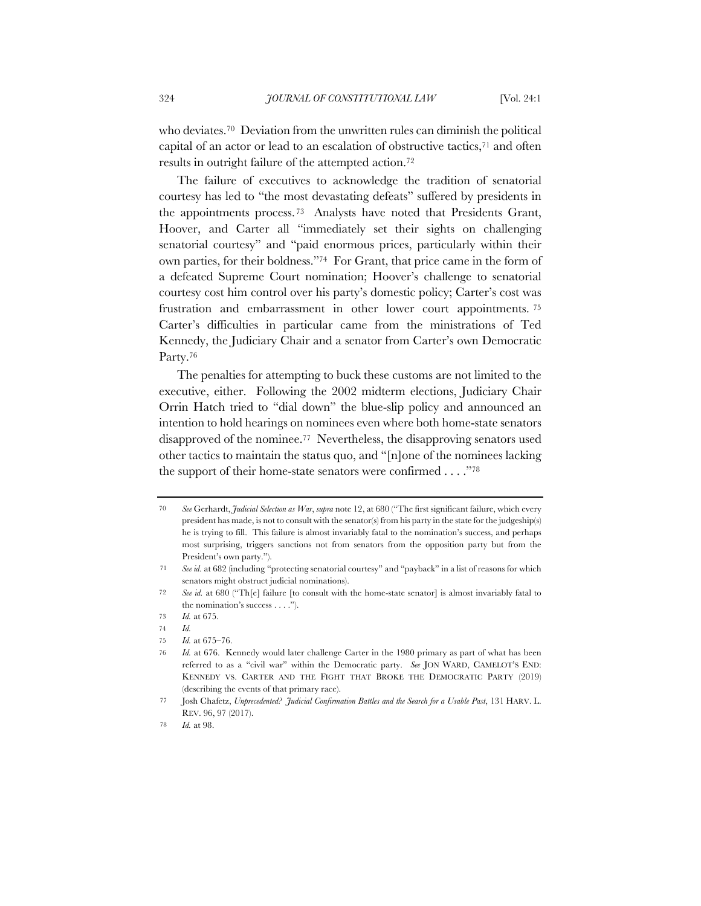who deviates.[70] Deviation from the unwritten rules can diminish the political capital of an actor or lead to an escalation of obstructive tactics,[71] and often results in outright failure of the attempted action.[72]

The failure of executives to acknowledge the tradition of senatorial courtesy has led to "the most devastating defeats" suffered by presidents in the appointments process.[73] Analysts have noted that Presidents Grant, Hoover, and Carter all "immediately set their sights on challenging senatorial courtesy" and "paid enormous prices, particularly within their own parties, for their boldness."[74] For Grant, that price came in the form of a defeated Supreme Court nomination; Hoover's challenge to senatorial courtesy cost him control over his party's domestic policy; Carter's cost was frustration and embarrassment in other lower court appointments.[75] Carter's difficulties in particular came from the ministrations of Ted Kennedy, the Judiciary Chair and a senator from Carter's own Democratic Party.[76]

The penalties for attempting to buck these customs are not limited to the executive, either. Following the 2002 midterm elections, Judiciary Chair Orrin Hatch tried to "dial down" the blue-slip policy and announced an intention to hold hearings on nominees even where both home-state senators disapproved of the nominee.[77] Nevertheless, the disapproving senators used other tactics to maintain the status quo, and "[n]one of the nominees lacking the support of their home-state senators were confirmed . . . ."[78]

---

70 *See* Gerhardt, *Judicial Selection as War*, *supra* note 12, at 680 ("The first significant failure, which every president has made, is not to consult with the senator(s) from his party in the state for the judgeship(s) he is trying to fill. This failure is almost invariably fatal to the nomination's success, and perhaps most surprising, triggers sanctions not from senators from the opposition party but from the President's own party.").

71 *See id.* at 682 (including "protecting senatorial courtesy" and "payback" in a list of reasons for which senators might obstruct judicial nominations).

72 *See id.* at 680 ("Th[e] failure [to consult with the home-state senator] is almost invariably fatal to the nomination's success . . . .").

73 *Id.* at 675.

74 *Id.*

75 *Id.* at 675–76.

76 *Id.* at 676. Kennedy would later challenge Carter in the 1980 primary as part of what has been referred to as a "civil war" within the Democratic party. *See* JON WARD, CAMELOT'S END: KENNEDY VS. CARTER AND THE FIGHT THAT BROKE THE DEMOCRATIC PARTY (2019) (describing the events of that primary race).

77 Josh Chafetz, *Unprecedented? Judicial Confirmation Battles and the Search for a Usable Past*, 131 HARV. L. REV. 96, 97 (2017).

78 *Id.* at 98.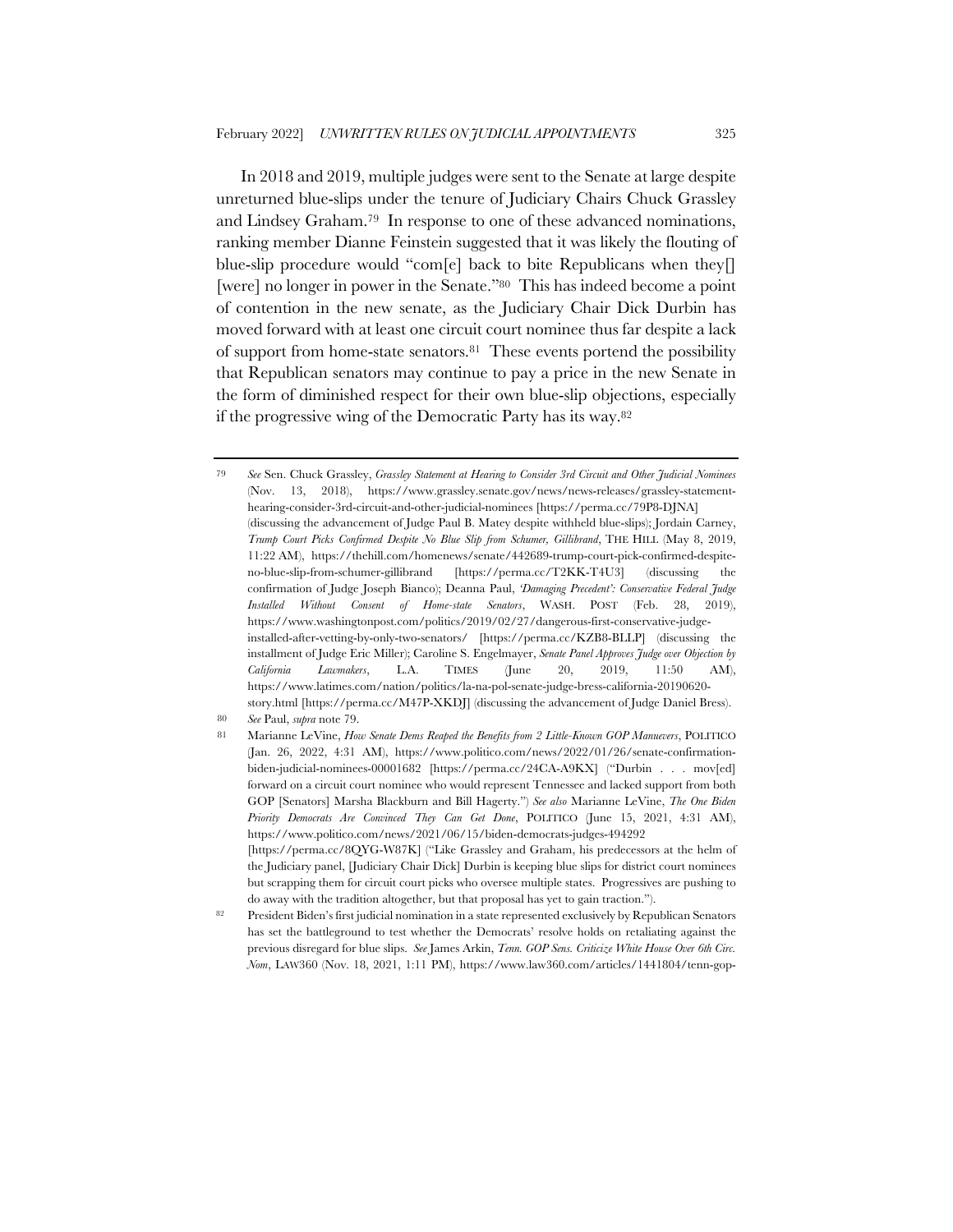In 2018 and 2019, multiple judges were sent to the Senate at large despite unreturned blue-slips under the tenure of Judiciary Chairs Chuck Grassley and Lindsey Graham.[79] In response to one of these advanced nominations, ranking member Dianne Feinstein suggested that it was likely the flouting of blue-slip procedure would "com[e] back to bite Republicans when they[] [were] no longer in power in the Senate."[80] This has indeed become a point of contention in the new senate, as the Judiciary Chair Dick Durbin has moved forward with at least one circuit court nominee thus far despite a lack of support from home-state senators.[81] These events portend the possibility that Republican senators may continue to pay a price in the new Senate in the form of diminished respect for their own blue-slip objections, especially if the progressive wing of the Democratic Party has its way.[82]

---

[79] *See* Sen. Chuck Grassley, *Grassley Statement at Hearing to Consider 3rd Circuit and Other Judicial Nominees* (Nov. 13, 2018), https://www.grassley.senate.gov/news/news-releases/grassley-statement-hearing-consider-3rd-circuit-and-other-judicial-nominees [https://perma.cc/79P8-DJNA] (discussing the advancement of Judge Paul B. Matey despite withheld blue-slips); Jordain Carney, *Trump Court Picks Confirmed Despite No Blue Slip from Schumer, Gillibrand*, THE HILL (May 8, 2019, 11:22 AM), https://thehill.com/homenews/senate/442689-trump-court-pick-confirmed-despite-no-blue-slip-from-schumer-gillibrand [https://perma.cc/T2KK-T4U3] (discussing the confirmation of Judge Joseph Bianco); Deanna Paul, *'Damaging Precedent': Conservative Federal Judge Installed Without Consent of Home-state Senators*, WASH. POST (Feb. 28, 2019), https://www.washingtonpost.com/politics/2019/02/27/dangerous-first-conservative-judge-installed-after-vetting-by-only-two-senators/ [https://perma.cc/KZB8-BLLP] (discussing the installment of Judge Eric Miller); Caroline S. Engelmayer, *Senate Panel Approves Judge over Objection by California Lawmakers*, L.A. TIMES (June 20, 2019, 11:50 AM), https://www.latimes.com/nation/politics/la-na-pol-senate-judge-bress-california-20190620-story.html [https://perma.cc/M47P-XKDJ] (discussing the advancement of Judge Daniel Bress).

[80] *See* Paul, *supra* note 79.

[81] Marianne LeVine, *How Senate Dems Reaped the Benefits from 2 Little-Known GOP Manuevers*, POLITICO (Jan. 26, 2022, 4:31 AM), https://www.politico.com/news/2022/01/26/senate-confirmation-biden-judicial-nominees-00001682 [https://perma.cc/24CA-A9KX] ("Durbin . . . mov[ed] forward on a circuit court nominee who would represent Tennessee and lacked support from both GOP [Senators] Marsha Blackburn and Bill Hagerty.") *See also* Marianne LeVine, *The One Biden Priority Democrats Are Convinced They Can Get Done*, POLITICO (June 15, 2021, 4:31 AM), https://www.politico.com/news/2021/06/15/biden-democrats-judges-494292 [https://perma.cc/8QYG-W87K] ("Like Grassley and Graham, his predecessors at the helm of the Judiciary panel, [Judiciary Chair Dick] Durbin is keeping blue slips for district court nominees but scrapping them for circuit court picks who oversee multiple states. Progressives are pushing to do away with the tradition altogether, but that proposal has yet to gain traction.").

[82] President Biden's first judicial nomination in a state represented exclusively by Republican Senators has set the battleground to test whether the Democrats' resolve holds on retaliating against the previous disregard for blue slips. *See* James Arkin, *Tenn. GOP Sens. Criticize White House Over 6th Circ. Nom*, LAW360 (Nov. 18, 2021, 1:11 PM), https://www.law360.com/articles/1441804/tenn-gop-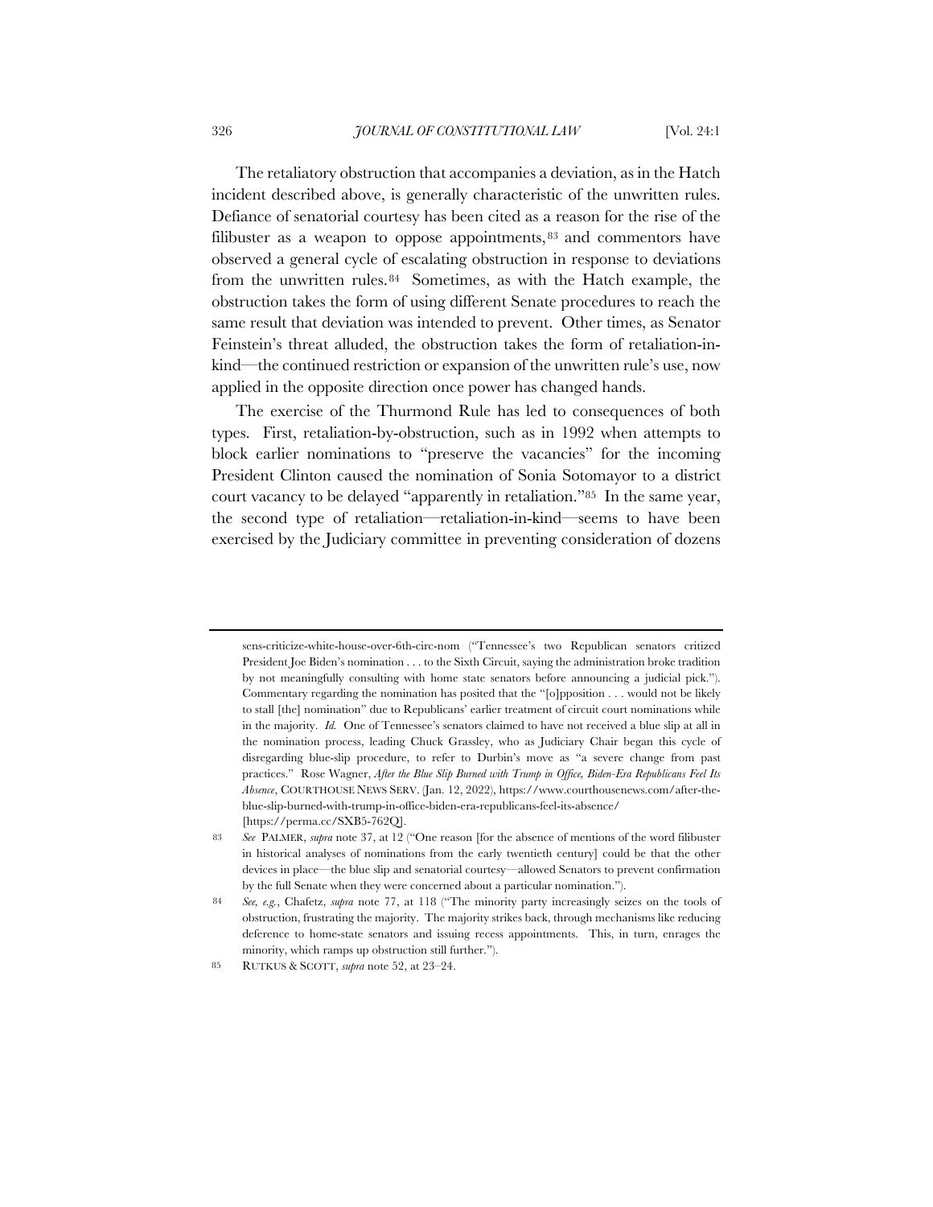The retaliatory obstruction that accompanies a deviation, as in the Hatch incident described above, is generally characteristic of the unwritten rules. Defiance of senatorial courtesy has been cited as a reason for the rise of the filibuster as a weapon to oppose appointments,[83] and commentors have observed a general cycle of escalating obstruction in response to deviations from the unwritten rules.[84] Sometimes, as with the Hatch example, the obstruction takes the form of using different Senate procedures to reach the same result that deviation was intended to prevent. Other times, as Senator Feinstein's threat alluded, the obstruction takes the form of retaliation-in-kind—the continued restriction or expansion of the unwritten rule's use, now applied in the opposite direction once power has changed hands.

The exercise of the Thurmond Rule has led to consequences of both types. First, retaliation-by-obstruction, such as in 1992 when attempts to block earlier nominations to "preserve the vacancies" for the incoming President Clinton caused the nomination of Sonia Sotomayor to a district court vacancy to be delayed "apparently in retaliation."[85] In the same year, the second type of retaliation—retaliation-in-kind—seems to have been exercised by the Judiciary committee in preventing consideration of dozens

---

sens-criticize-white-house-over-6th-circ-nom ("Tennessee's two Republican senators critized President Joe Biden's nomination . . . to the Sixth Circuit, saying the administration broke tradition by not meaningfully consulting with home state senators before announcing a judicial pick."). Commentary regarding the nomination has posited that the "[o]pposition . . . would not be likely to stall [the] nomination" due to Republicans' earlier treatment of circuit court nominations while in the majority. *Id.* One of Tennessee's senators claimed to have not received a blue slip at all in the nomination process, leading Chuck Grassley, who as Judiciary Chair began this cycle of disregarding blue-slip procedure, to refer to Durbin's move as "a severe change from past practices." Rose Wagner, *After the Blue Slip Burned with Trump in Office, Biden-Era Republicans Feel Its Absence*, COURTHOUSE NEWS SERV. (Jan. 12, 2022), https://www.courthousenews.com/after-the-blue-slip-burned-with-trump-in-office-biden-era-republicans-feel-its-absence/ [https://perma.cc/SXB5-762Q].

83 *See* PALMER, *supra* note 37, at 12 ("One reason [for the absence of mentions of the word filibuster in historical analyses of nominations from the early twentieth century] could be that the other devices in place—the blue slip and senatorial courtesy—allowed Senators to prevent confirmation by the full Senate when they were concerned about a particular nomination.").

84 *See, e.g.*, Chafetz, *supra* note 77, at 118 ("The minority party increasingly seizes on the tools of obstruction, frustrating the majority. The majority strikes back, through mechanisms like reducing deference to home-state senators and issuing recess appointments. This, in turn, enrages the minority, which ramps up obstruction still further.").

85 RUTKUS & SCOTT, *supra* note 52, at 23–24.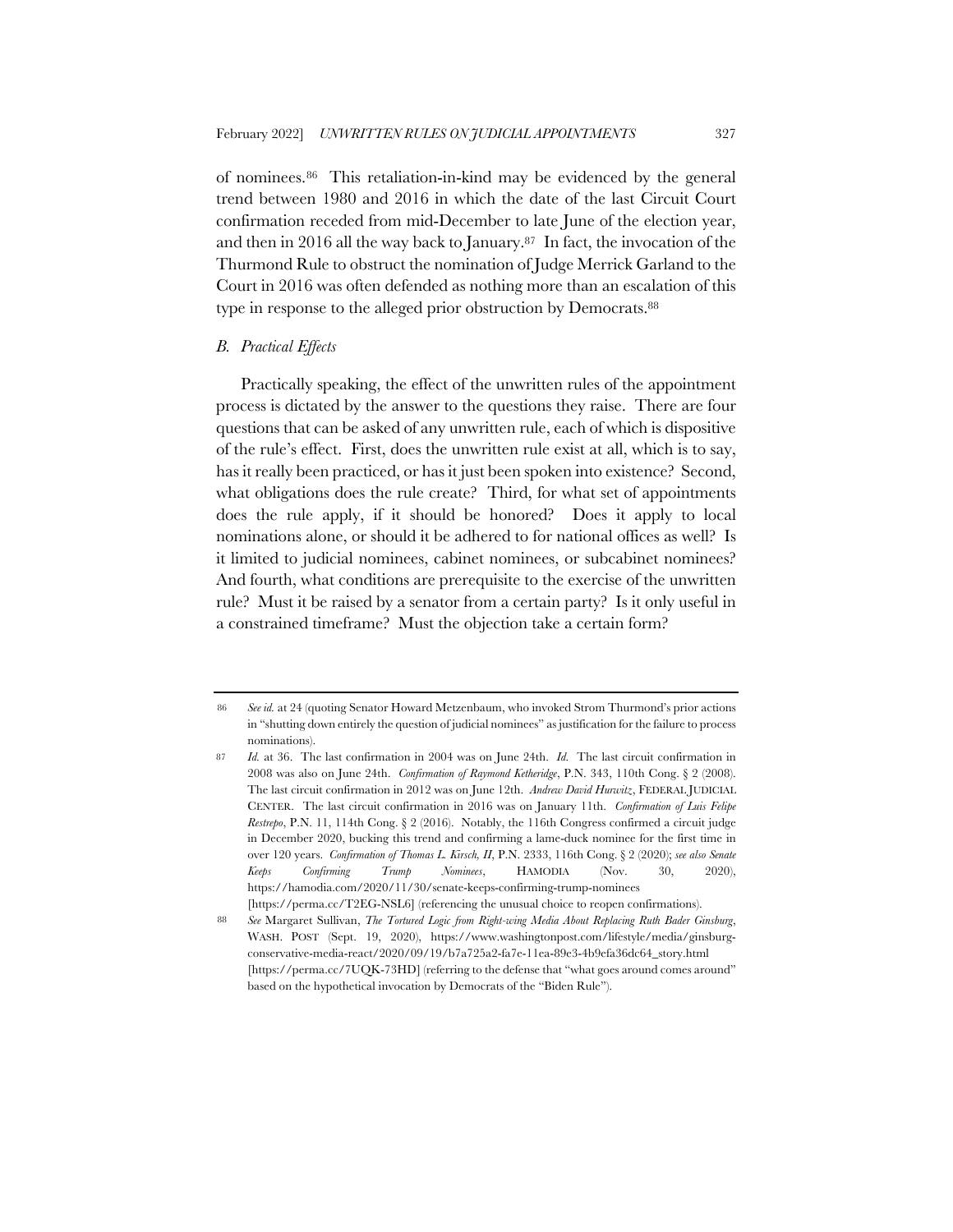of nominees.[86] This retaliation-in-kind may be evidenced by the general trend between 1980 and 2016 in which the date of the last Circuit Court confirmation receded from mid-December to late June of the election year, and then in 2016 all the way back to January.[87] In fact, the invocation of the Thurmond Rule to obstruct the nomination of Judge Merrick Garland to the Court in 2016 was often defended as nothing more than an escalation of this type in response to the alleged prior obstruction by Democrats.[88]

### *B. Practical Effects*

Practically speaking, the effect of the unwritten rules of the appointment process is dictated by the answer to the questions they raise. There are four questions that can be asked of any unwritten rule, each of which is dispositive of the rule's effect. First, does the unwritten rule exist at all, which is to say, has it really been practiced, or has it just been spoken into existence? Second, what obligations does the rule create? Third, for what set of appointments does the rule apply, if it should be honored? Does it apply to local nominations alone, or should it be adhered to for national offices as well? Is it limited to judicial nominees, cabinet nominees, or subcabinet nominees? And fourth, what conditions are prerequisite to the exercise of the unwritten rule? Must it be raised by a senator from a certain party? Is it only useful in a constrained timeframe? Must the objection take a certain form?

---

86 *See id.* at 24 (quoting Senator Howard Metzenbaum, who invoked Strom Thurmond's prior actions in "shutting down entirely the question of judicial nominees" as justification for the failure to process nominations).

87 *Id.* at 36. The last confirmation in 2004 was on June 24th. *Id.* The last circuit confirmation in 2008 was also on June 24th. *Confirmation of Raymond Ketheridge*, P.N. 343, 110th Cong. § 2 (2008). The last circuit confirmation in 2012 was on June 12th. *Andrew David Hurwitz*, FEDERAL JUDICIAL CENTER. The last circuit confirmation in 2016 was on January 11th. *Confirmation of Luis Felipe Restrepo*, P.N. 11, 114th Cong. § 2 (2016). Notably, the 116th Congress confirmed a circuit judge in December 2020, bucking this trend and confirming a lame-duck nominee for the first time in over 120 years. *Confirmation of Thomas L. Kirsch, II*, P.N. 2333, 116th Cong. § 2 (2020); *see also Senate Keeps Confirming Trump Nominees*, HAMODIA (Nov. 30, 2020), https://hamodia.com/2020/11/30/senate-keeps-confirming-trump-nominees [https://perma.cc/T2EG-NSL6] (referencing the unusual choice to reopen confirmations).

88 *See* Margaret Sullivan, *The Tortured Logic from Right-wing Media About Replacing Ruth Bader Ginsburg*, WASH. POST (Sept. 19, 2020), https://www.washingtonpost.com/lifestyle/media/ginsburg-conservative-media-react/2020/09/19/b7a725a2-fa7e-11ea-89e3-4b9efa36dc64_story.html [https://perma.cc/7UQK-73HD] (referring to the defense that "what goes around comes around" based on the hypothetical invocation by Democrats of the "Biden Rule").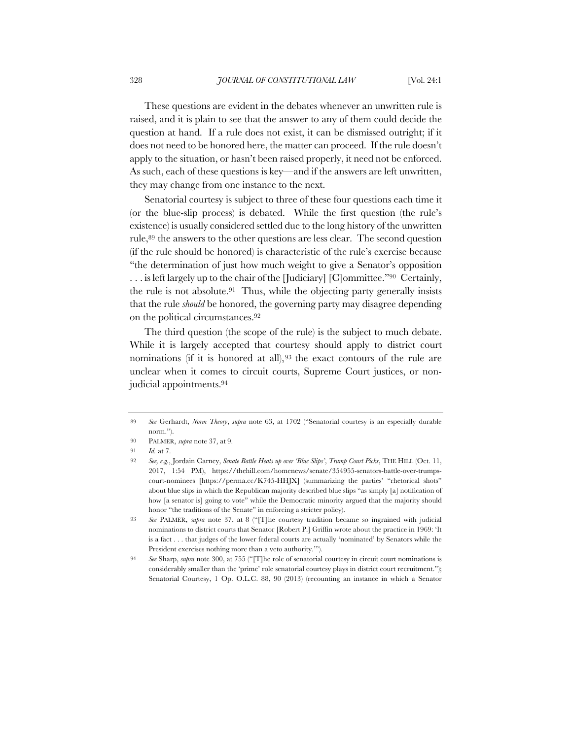These questions are evident in the debates whenever an unwritten rule is raised, and it is plain to see that the answer to any of them could decide the question at hand. If a rule does not exist, it can be dismissed outright; if it does not need to be honored here, the matter can proceed. If the rule doesn't apply to the situation, or hasn't been raised properly, it need not be enforced. As such, each of these questions is key—and if the answers are left unwritten, they may change from one instance to the next.

Senatorial courtesy is subject to three of these four questions each time it (or the blue-slip process) is debated. While the first question (the rule's existence) is usually considered settled due to the long history of the unwritten rule,[89] the answers to the other questions are less clear. The second question (if the rule should be honored) is characteristic of the rule's exercise because "the determination of just how much weight to give a Senator's opposition . . . is left largely up to the chair of the [Judiciary] [C]ommittee."[90] Certainly, the rule is not absolute.[91] Thus, while the objecting party generally insists that the rule *should* be honored, the governing party may disagree depending on the political circumstances.[92]

The third question (the scope of the rule) is the subject to much debate. While it is largely accepted that courtesy should apply to district court nominations (if it is honored at all),[93] the exact contours of the rule are unclear when it comes to circuit courts, Supreme Court justices, or non-judicial appointments.[94]

---

89 *See* Gerhardt, *Norm Theory*, *supra* note 63, at 1702 ("Senatorial courtesy is an especially durable norm.").

90 PALMER, *supra* note 37, at 9.

91 *Id.* at 7.

92 *See, e.g.*, Jordain Carney, *Senate Battle Heats up over 'Blue Slips', Trump Court Picks*, THE HILL (Oct. 11, 2017, 1:54 PM), https://thehill.com/homenews/senate/354955-senators-battle-over-trumps-court-nominees [https://perma.cc/K745-HHJX] (summarizing the parties' "rhetorical shots" about blue slips in which the Republican majority described blue slips "as simply [a] notification of how [a senator is] going to vote" while the Democratic minority argued that the majority should honor "the traditions of the Senate" in enforcing a stricter policy).

93 *See* PALMER, *supra* note 37, at 8 ("[T]he courtesy tradition became so ingrained with judicial nominations to district courts that Senator [Robert P.] Griffin wrote about the practice in 1969: 'It is a fact . . . that judges of the lower federal courts are actually 'nominated' by Senators while the President exercises nothing more than a veto authority.'").

94 *See* Sharp, *supra* note 300, at 755 ("[T]he role of senatorial courtesy in circuit court nominations is considerably smaller than the 'prime' role senatorial courtesy plays in district court recruitment."); Senatorial Courtesy, 1 Op. O.L.C. 88, 90 (2013) (recounting an instance in which a Senator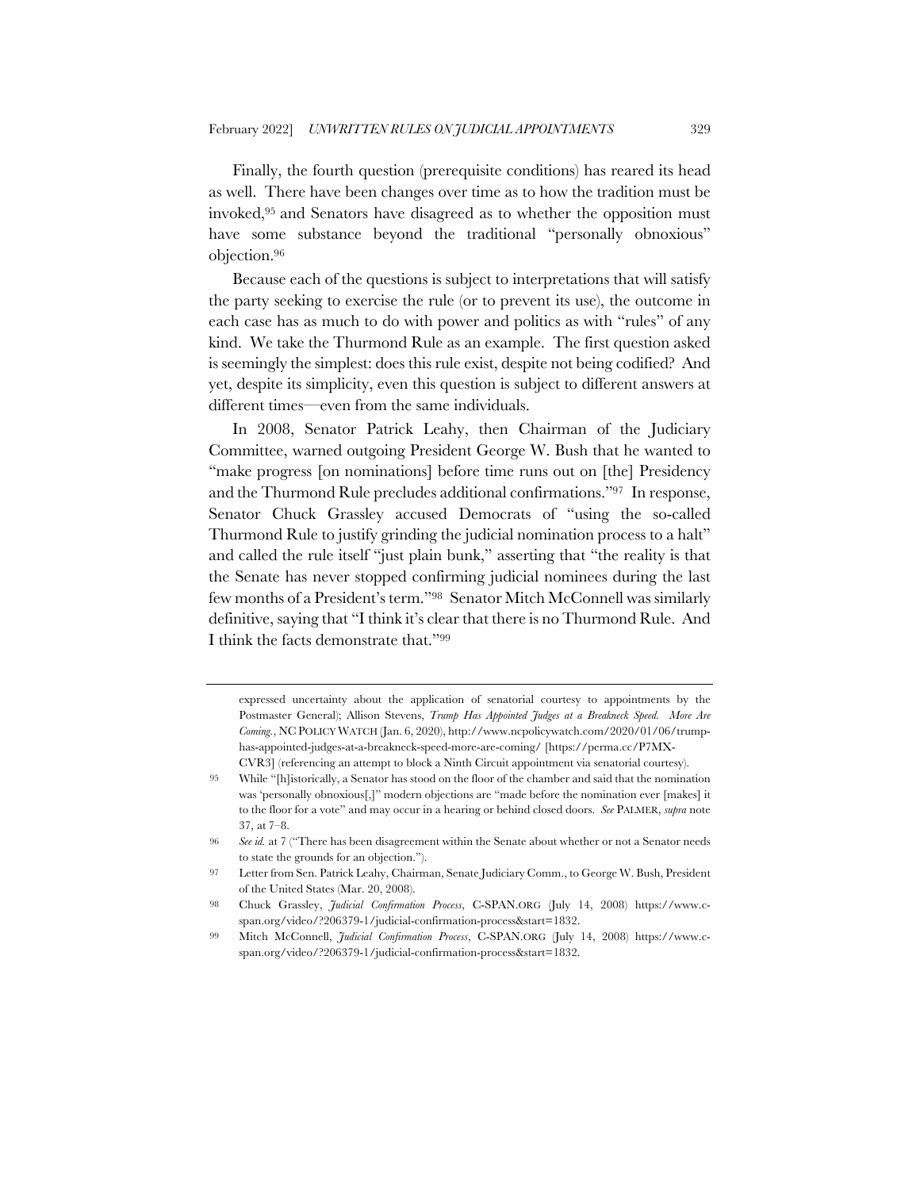Finally, the fourth question (prerequisite conditions) has reared its head as well. There have been changes over time as to how the tradition must be invoked,[95] and Senators have disagreed as to whether the opposition must have some substance beyond the traditional "personally obnoxious" objection.[96]

Because each of the questions is subject to interpretations that will satisfy the party seeking to exercise the rule (or to prevent its use), the outcome in each case has as much to do with power and politics as with "rules" of any kind. We take the Thurmond Rule as an example. The first question asked is seemingly the simplest: does this rule exist, despite not being codified? And yet, despite its simplicity, even this question is subject to different answers at different times—even from the same individuals.

In 2008, Senator Patrick Leahy, then Chairman of the Judiciary Committee, warned outgoing President George W. Bush that he wanted to "make progress [on nominations] before time runs out on [the] Presidency and the Thurmond Rule precludes additional confirmations."[97] In response, Senator Chuck Grassley accused Democrats of "using the so-called Thurmond Rule to justify grinding the judicial nomination process to a halt" and called the rule itself "just plain bunk," asserting that "the reality is that the Senate has never stopped confirming judicial nominees during the last few months of a President's term."[98] Senator Mitch McConnell was similarly definitive, saying that "I think it's clear that there is no Thurmond Rule. And I think the facts demonstrate that."[99]

---

expressed uncertainty about the application of senatorial courtesy to appointments by the Postmaster General); Allison Stevens, *Trump Has Appointed Judges at a Breakneck Speed. More Are Coming.*, NC POLICY WATCH (Jan. 6, 2020), http://www.ncpolicywatch.com/2020/01/06/trump-has-appointed-judges-at-a-breakneck-speed-more-are-coming/ [https://perma.cc/P7MX-CVR3] (referencing an attempt to block a Ninth Circuit appointment via senatorial courtesy).

95 While "[h]istorically, a Senator has stood on the floor of the chamber and said that the nomination was 'personally obnoxious[,]' modern objections are "made before the nomination ever [makes] it to the floor for a vote" and may occur in a hearing or behind closed doors. *See* PALMER, *supra* note 37, at 7–8.

96 *See id.* at 7 ("There has been disagreement within the Senate about whether or not a Senator needs to state the grounds for an objection.").

97 Letter from Sen. Patrick Leahy, Chairman, Senate Judiciary Comm., to George W. Bush, President of the United States (Mar. 20, 2008).

98 Chuck Grassley, *Judicial Confirmation Process*, C-SPAN.ORG (July 14, 2008) https://www.c-span.org/video/?206379-1/judicial-confirmation-process&start=1832.

99 Mitch McConnell, *Judicial Confirmation Process*, C-SPAN.ORG (July 14, 2008) https://www.c-span.org/video/?206379-1/judicial-confirmation-process&start=1832.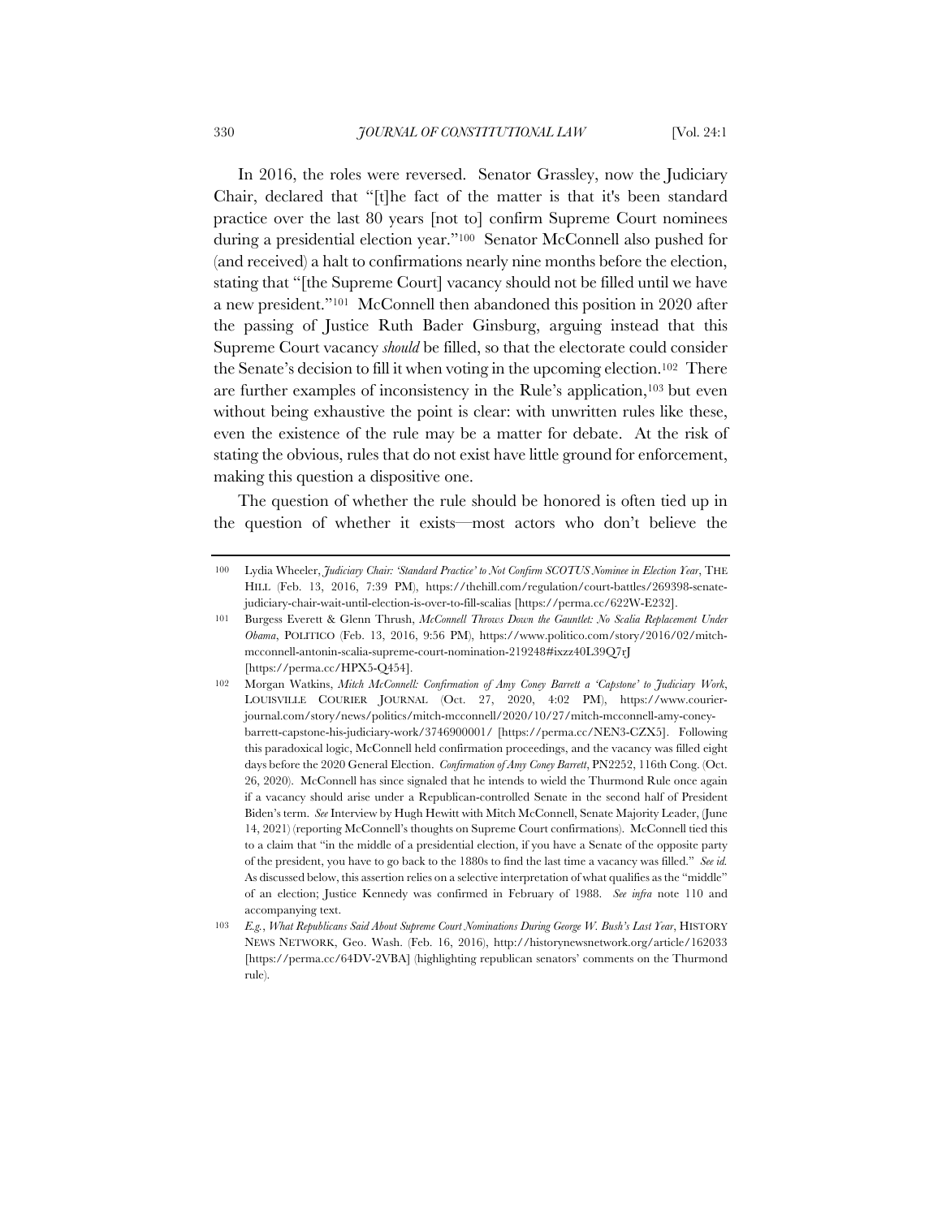In 2016, the roles were reversed. Senator Grassley, now the Judiciary Chair, declared that "[t]he fact of the matter is that it's been standard practice over the last 80 years [not to] confirm Supreme Court nominees during a presidential election year."[100] Senator McConnell also pushed for (and received) a halt to confirmations nearly nine months before the election, stating that "[the Supreme Court] vacancy should not be filled until we have a new president."[101] McConnell then abandoned this position in 2020 after the passing of Justice Ruth Bader Ginsburg, arguing instead that this Supreme Court vacancy *should* be filled, so that the electorate could consider the Senate's decision to fill it when voting in the upcoming election.[102] There are further examples of inconsistency in the Rule's application,[103] but even without being exhaustive the point is clear: with unwritten rules like these, even the existence of the rule may be a matter for debate. At the risk of stating the obvious, rules that do not exist have little ground for enforcement, making this question a dispositive one.

The question of whether the rule should be honored is often tied up in the question of whether it exists—most actors who don't believe the

---

100 Lydia Wheeler, *Judiciary Chair: 'Standard Practice' to Not Confirm SCOTUS Nominee in Election Year*, THE HILL (Feb. 13, 2016, 7:39 PM), https://thehill.com/regulation/court-battles/269398-senate-judiciary-chair-wait-until-election-is-over-to-fill-scalias [https://perma.cc/622W-E232].

101 Burgess Everett & Glenn Thrush, *McConnell Throws Down the Gauntlet: No Scalia Replacement Under Obama*, POLITICO (Feb. 13, 2016, 9:56 PM), https://www.politico.com/story/2016/02/mitch-mcconnell-antonin-scalia-supreme-court-nomination-219248#ixzz40L39Q7rJ [https://perma.cc/HPX5-Q454].

102 Morgan Watkins, *Mitch McConnell: Confirmation of Amy Coney Barrett a 'Capstone' to Judiciary Work*, LOUISVILLE COURIER JOURNAL (Oct. 27, 2020, 4:02 PM), https://www.courier-journal.com/story/news/politics/mitch-mcconnell/2020/10/27/mitch-mcconnell-amy-coney-barrett-capstone-his-judiciary-work/3746900001/ [https://perma.cc/NEN3-CZX5]. Following this paradoxical logic, McConnell held confirmation proceedings, and the vacancy was filled eight days before the 2020 General Election. *Confirmation of Amy Coney Barrett*, PN2252, 116th Cong. (Oct. 26, 2020). McConnell has since signaled that he intends to wield the Thurmond Rule once again if a vacancy should arise under a Republican-controlled Senate in the second half of President Biden's term. *See* Interview by Hugh Hewitt with Mitch McConnell, Senate Majority Leader, (June 14, 2021) (reporting McConnell's thoughts on Supreme Court confirmations). McConnell tied this to a claim that "in the middle of a presidential election, if you have a Senate of the opposite party of the president, you have to go back to the 1880s to find the last time a vacancy was filled." *See id.* As discussed below, this assertion relies on a selective interpretation of what qualifies as the "middle" of an election; Justice Kennedy was confirmed in February of 1988. *See infra* note 110 and accompanying text.

103 *E.g.*, *What Republicans Said About Supreme Court Nominations During George W. Bush's Last Year*, HISTORY NEWS NETWORK, Geo. Wash. (Feb. 16, 2016), http://historynewsnetwork.org/article/162033 [https://perma.cc/64DV-2VBA] (highlighting republican senators' comments on the Thurmond rule).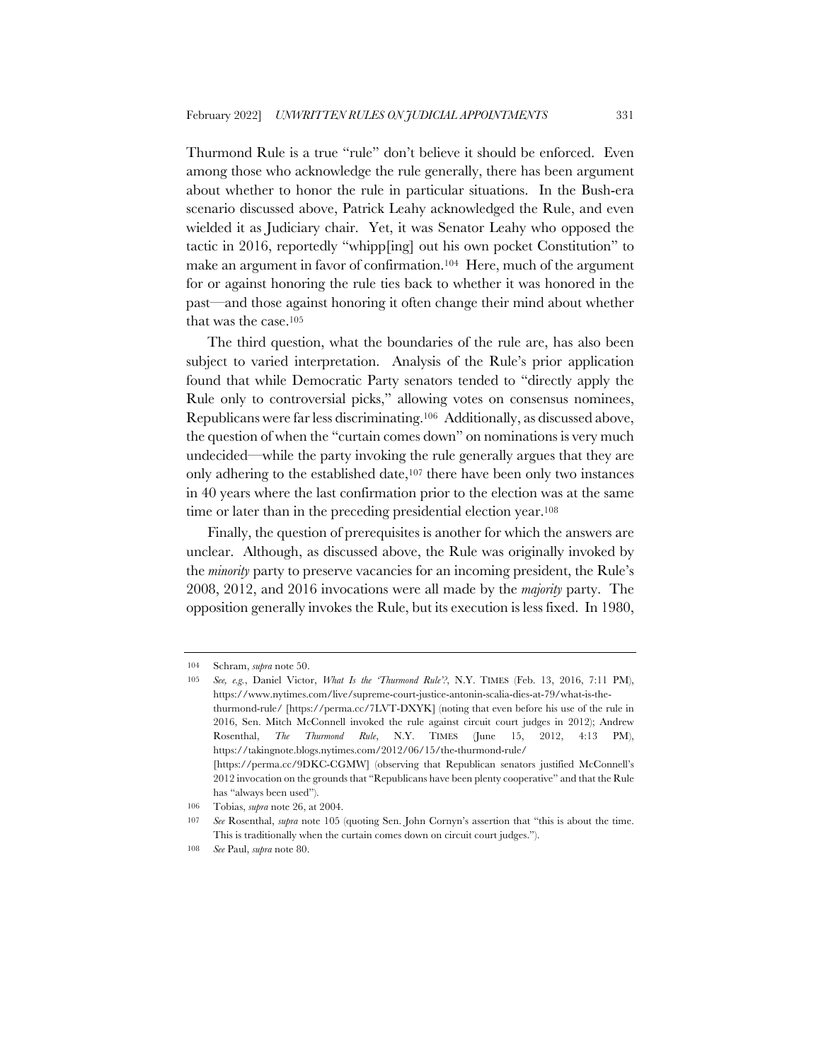Thurmond Rule is a true "rule" don't believe it should be enforced. Even among those who acknowledge the rule generally, there has been argument about whether to honor the rule in particular situations. In the Bush-era scenario discussed above, Patrick Leahy acknowledged the Rule, and even wielded it as Judiciary chair. Yet, it was Senator Leahy who opposed the tactic in 2016, reportedly "whipp[ing] out his own pocket Constitution" to make an argument in favor of confirmation.[104] Here, much of the argument for or against honoring the rule ties back to whether it was honored in the past—and those against honoring it often change their mind about whether that was the case.[105]

The third question, what the boundaries of the rule are, has also been subject to varied interpretation. Analysis of the Rule's prior application found that while Democratic Party senators tended to "directly apply the Rule only to controversial picks," allowing votes on consensus nominees, Republicans were far less discriminating.[106] Additionally, as discussed above, the question of when the "curtain comes down" on nominations is very much undecided—while the party invoking the rule generally argues that they are only adhering to the established date,[107] there have been only two instances in 40 years where the last confirmation prior to the election was at the same time or later than in the preceding presidential election year.[108]

Finally, the question of prerequisites is another for which the answers are unclear. Although, as discussed above, the Rule was originally invoked by the *minority* party to preserve vacancies for an incoming president, the Rule's 2008, 2012, and 2016 invocations were all made by the *majority* party. The opposition generally invokes the Rule, but its execution is less fixed. In 1980,

---

104 Schram, *supra* note 50.

105 *See, e.g.*, Daniel Victor, *What Is the 'Thurmond Rule'?*, N.Y. TIMES (Feb. 13, 2016, 7:11 PM), https://www.nytimes.com/live/supreme-court-justice-antonin-scalia-dies-at-79/what-is-the-thurmond-rule/ [https://perma.cc/7LVT-DXYK] (noting that even before his use of the rule in 2016, Sen. Mitch McConnell invoked the rule against circuit court judges in 2012); Andrew Rosenthal, *The Thurmond Rule*, N.Y. TIMES (June 15, 2012, 4:13 PM), https://takingnote.blogs.nytimes.com/2012/06/15/the-thurmond-rule/ [https://perma.cc/9DKC-CGMW] (observing that Republican senators justified McConnell's 2012 invocation on the grounds that "Republicans have been plenty cooperative" and that the Rule has "always been used").

106 Tobias, *supra* note 26, at 2004.

107 *See* Rosenthal, *supra* note 105 (quoting Sen. John Cornyn's assertion that "this is about the time. This is traditionally when the curtain comes down on circuit court judges.").

108 *See* Paul, *supra* note 80.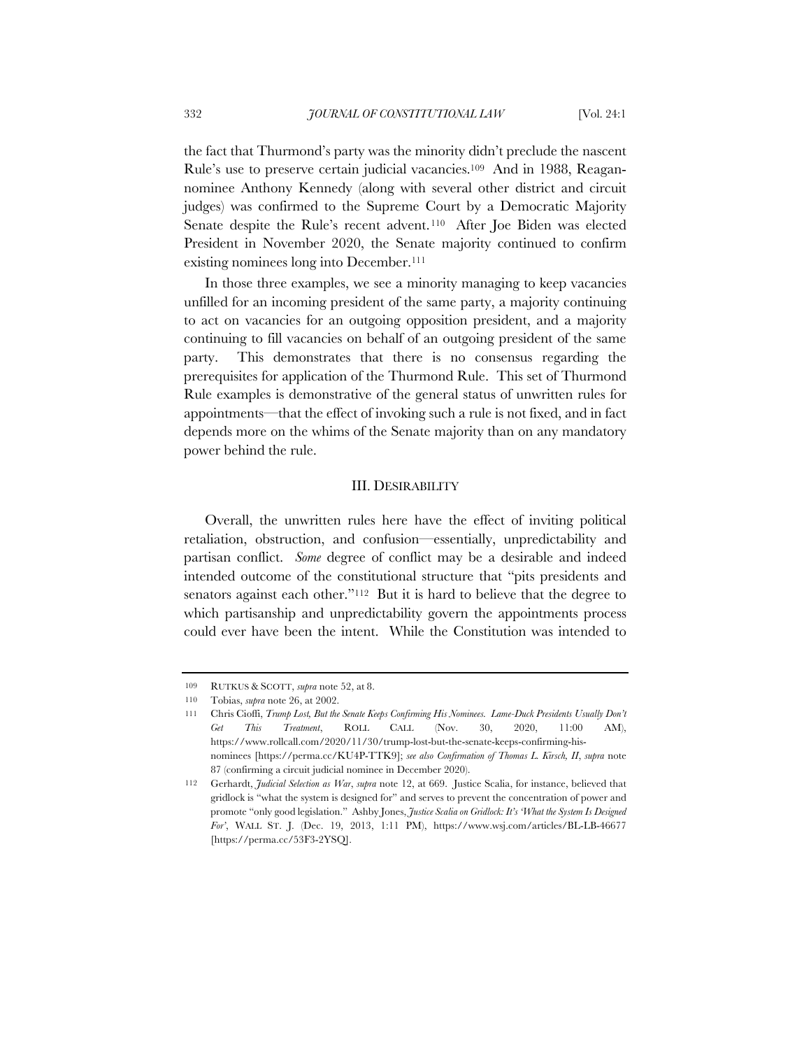the fact that Thurmond's party was the minority didn't preclude the nascent Rule's use to preserve certain judicial vacancies.[109] And in 1988, Reagan-nominee Anthony Kennedy (along with several other district and circuit judges) was confirmed to the Supreme Court by a Democratic Majority Senate despite the Rule's recent advent.[110] After Joe Biden was elected President in November 2020, the Senate majority continued to confirm existing nominees long into December.[111]

In those three examples, we see a minority managing to keep vacancies unfilled for an incoming president of the same party, a majority continuing to act on vacancies for an outgoing opposition president, and a majority continuing to fill vacancies on behalf of an outgoing president of the same party. This demonstrates that there is no consensus regarding the prerequisites for application of the Thurmond Rule. This set of Thurmond Rule examples is demonstrative of the general status of unwritten rules for appointments—that the effect of invoking such a rule is not fixed, and in fact depends more on the whims of the Senate majority than on any mandatory power behind the rule.

## III. DESIRABILITY

Overall, the unwritten rules here have the effect of inviting political retaliation, obstruction, and confusion—essentially, unpredictability and partisan conflict. *Some* degree of conflict may be a desirable and indeed intended outcome of the constitutional structure that "pits presidents and senators against each other."[112] But it is hard to believe that the degree to which partisanship and unpredictability govern the appointments process could ever have been the intent. While the Constitution was intended to

---

109 RUTKUS & SCOTT, *supra* note 52, at 8.

110 Tobias, *supra* note 26, at 2002.

111 Chris Cioffi, *Trump Lost, But the Senate Keeps Confirming His Nominees. Lame-Duck Presidents Usually Don't Get This Treatment*, ROLL CALL (Nov. 30, 2020, 11:00 AM), https://www.rollcall.com/2020/11/30/trump-lost-but-the-senate-keeps-confirming-his-nominees [https://perma.cc/KU4P-TTK9]; *see also Confirmation of Thomas L. Kirsch, II*, *supra* note 87 (confirming a circuit judicial nominee in December 2020).

112 Gerhardt, *Judicial Selection as War*, *supra* note 12, at 669. Justice Scalia, for instance, believed that gridlock is "what the system is designed for" and serves to prevent the concentration of power and promote "only good legislation." Ashby Jones, *Justice Scalia on Gridlock: It's 'What the System Is Designed For'*, WALL ST. J. (Dec. 19, 2013, 1:11 PM), https://www.wsj.com/articles/BL-LB-46677 [https://perma.cc/53F3-2YSQ].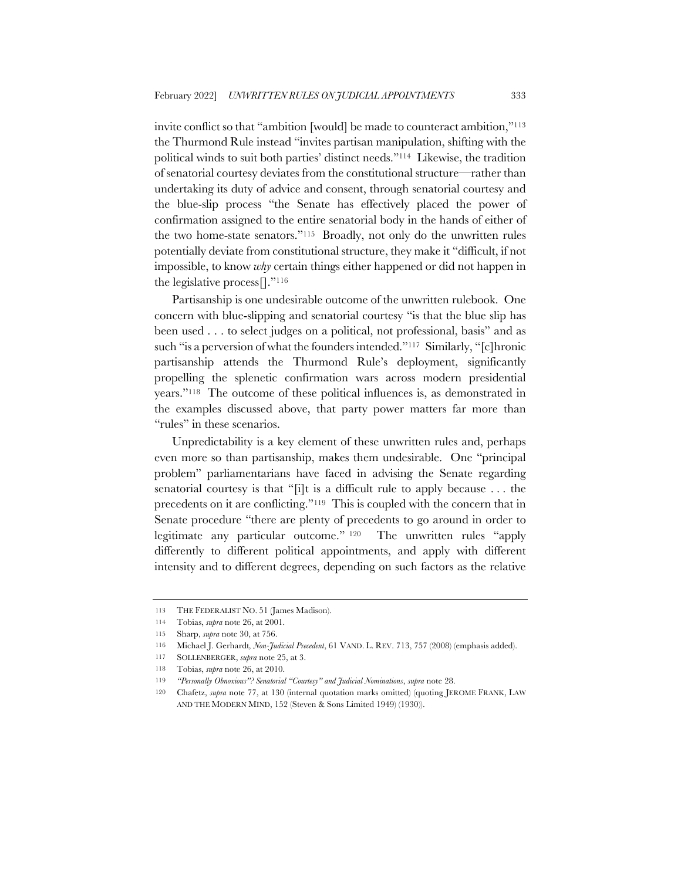invite conflict so that "ambition [would] be made to counteract ambition,"[113] the Thurmond Rule instead "invites partisan manipulation, shifting with the political winds to suit both parties' distinct needs."[114] Likewise, the tradition of senatorial courtesy deviates from the constitutional structure—rather than undertaking its duty of advice and consent, through senatorial courtesy and the blue-slip process "the Senate has effectively placed the power of confirmation assigned to the entire senatorial body in the hands of either of the two home-state senators."[115] Broadly, not only do the unwritten rules potentially deviate from constitutional structure, they make it "difficult, if not impossible, to know *why* certain things either happened or did not happen in the legislative process[]."[116]

Partisanship is one undesirable outcome of the unwritten rulebook. One concern with blue-slipping and senatorial courtesy "is that the blue slip has been used . . . to select judges on a political, not professional, basis" and as such "is a perversion of what the founders intended."[117] Similarly, "[c]hronic partisanship attends the Thurmond Rule's deployment, significantly propelling the splenetic confirmation wars across modern presidential years."[118] The outcome of these political influences is, as demonstrated in the examples discussed above, that party power matters far more than "rules" in these scenarios.

Unpredictability is a key element of these unwritten rules and, perhaps even more so than partisanship, makes them undesirable. One "principal problem" parliamentarians have faced in advising the Senate regarding senatorial courtesy is that "[i]t is a difficult rule to apply because . . . the precedents on it are conflicting."[119] This is coupled with the concern that in Senate procedure "there are plenty of precedents to go around in order to legitimate any particular outcome."[120] The unwritten rules "apply differently to different political appointments, and apply with different intensity and to different degrees, depending on such factors as the relative

---

113 THE FEDERALIST NO. 51 (James Madison).

114 Tobias, *supra* note 26, at 2001.

115 Sharp, *supra* note 30, at 756.

116 Michael J. Gerhardt, *Non-Judicial Precedent*, 61 VAND. L. REV. 713, 757 (2008) (emphasis added).

117 SOLLENBERGER, *supra* note 25, at 3.

118 Tobias, *supra* note 26, at 2010.

119 *"Personally Obnoxious"? Senatorial "Courtesy" and Judicial Nominations*, *supra* note 28.

120 Chafetz, *supra* note 77, at 130 (internal quotation marks omitted) (quoting JEROME FRANK, LAW AND THE MODERN MIND, 152 (Steven & Sons Limited 1949) (1930)).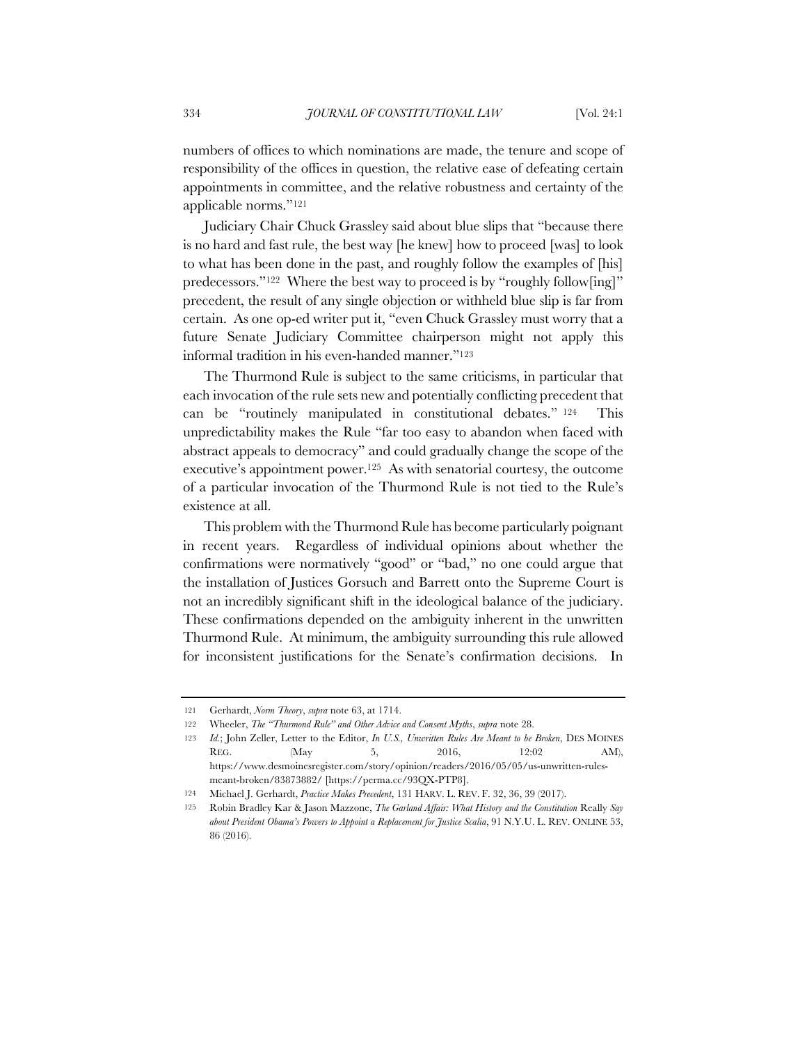numbers of offices to which nominations are made, the tenure and scope of responsibility of the offices in question, the relative ease of defeating certain appointments in committee, and the relative robustness and certainty of the applicable norms."[121]

Judiciary Chair Chuck Grassley said about blue slips that "because there is no hard and fast rule, the best way [he knew] how to proceed [was] to look to what has been done in the past, and roughly follow the examples of [his] predecessors."[122] Where the best way to proceed is by "roughly follow[ing]" precedent, the result of any single objection or withheld blue slip is far from certain. As one op-ed writer put it, "even Chuck Grassley must worry that a future Senate Judiciary Committee chairperson might not apply this informal tradition in his even-handed manner."[123]

The Thurmond Rule is subject to the same criticisms, in particular that each invocation of the rule sets new and potentially conflicting precedent that can be "routinely manipulated in constitutional debates." [124] This unpredictability makes the Rule "far too easy to abandon when faced with abstract appeals to democracy" and could gradually change the scope of the executive's appointment power.[125] As with senatorial courtesy, the outcome of a particular invocation of the Thurmond Rule is not tied to the Rule's existence at all.

This problem with the Thurmond Rule has become particularly poignant in recent years. Regardless of individual opinions about whether the confirmations were normatively "good" or "bad," no one could argue that the installation of Justices Gorsuch and Barrett onto the Supreme Court is not an incredibly significant shift in the ideological balance of the judiciary. These confirmations depended on the ambiguity inherent in the unwritten Thurmond Rule. At minimum, the ambiguity surrounding this rule allowed for inconsistent justifications for the Senate's confirmation decisions. In

---

121 Gerhardt, *Norm Theory*, *supra* note 63, at 1714.

122 Wheeler, *The "Thurmond Rule" and Other Advice and Consent Myths*, *supra* note 28.

123 *Id.*; John Zeller, Letter to the Editor, *In U.S., Unwritten Rules Are Meant to be Broken*, DES MOINES REG. (May 5, 2016, 12:02 AM), https://www.desmoinesregister.com/story/opinion/readers/2016/05/05/us-unwritten-rules-meant-broken/83873882/ [https://perma.cc/93QX-PTP8].

124 Michael J. Gerhardt, *Practice Makes Precedent*, 131 HARV. L. REV. F. 32, 36, 39 (2017).

125 Robin Bradley Kar & Jason Mazzone, *The Garland Affair: What History and the Constitution* Really *Say about President Obama's Powers to Appoint a Replacement for Justice Scalia*, 91 N.Y.U. L. REV. ONLINE 53, 86 (2016).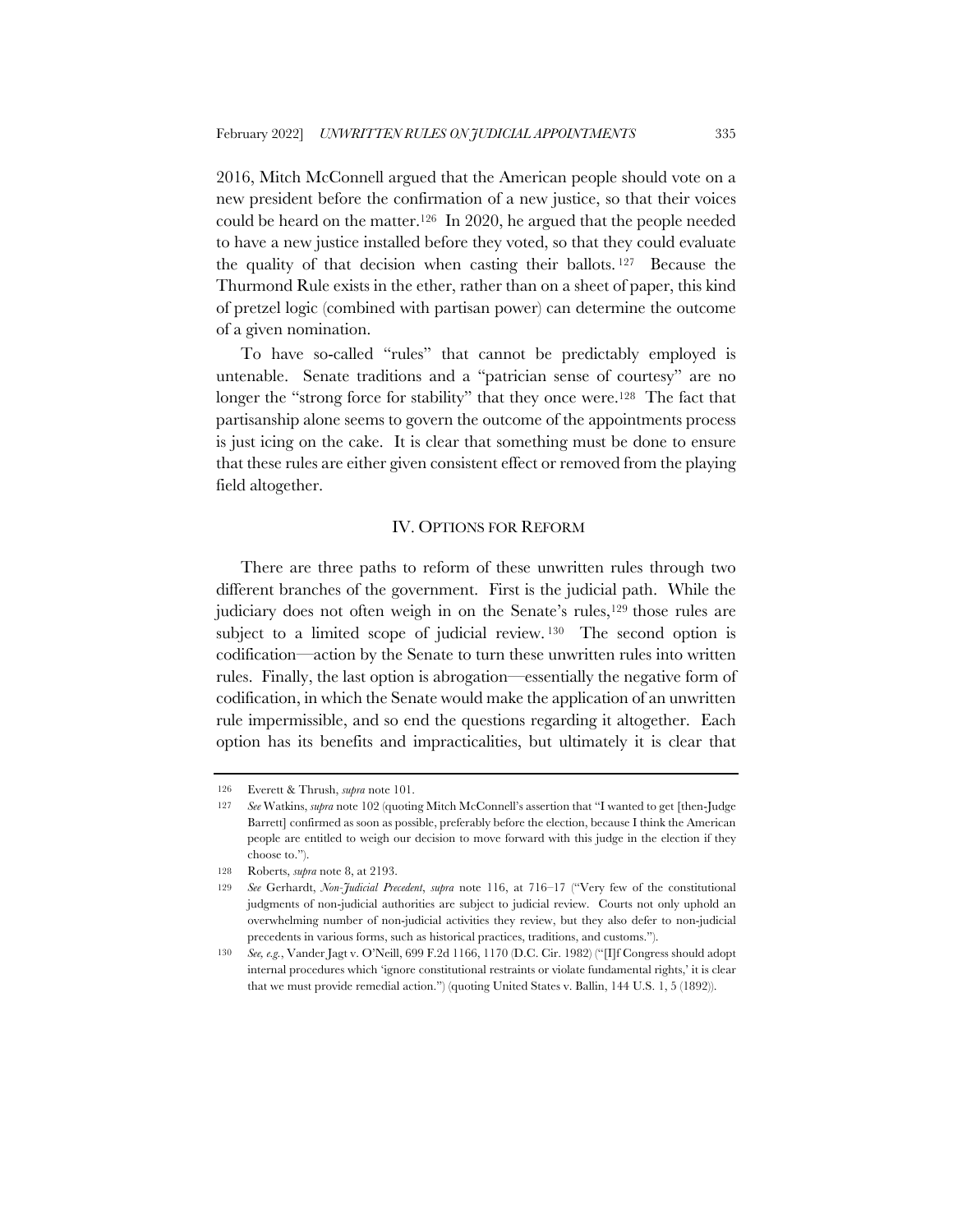2016, Mitch McConnell argued that the American people should vote on a new president before the confirmation of a new justice, so that their voices could be heard on the matter.[126] In 2020, he argued that the people needed to have a new justice installed before they voted, so that they could evaluate the quality of that decision when casting their ballots.[127] Because the Thurmond Rule exists in the ether, rather than on a sheet of paper, this kind of pretzel logic (combined with partisan power) can determine the outcome of a given nomination.

To have so-called "rules" that cannot be predictably employed is untenable. Senate traditions and a "patrician sense of courtesy" are no longer the "strong force for stability" that they once were.[128] The fact that partisanship alone seems to govern the outcome of the appointments process is just icing on the cake. It is clear that something must be done to ensure that these rules are either given consistent effect or removed from the playing field altogether.

## IV. OPTIONS FOR REFORM

There are three paths to reform of these unwritten rules through two different branches of the government. First is the judicial path. While the judiciary does not often weigh in on the Senate's rules,[129] those rules are subject to a limited scope of judicial review.[130] The second option is codification—action by the Senate to turn these unwritten rules into written rules. Finally, the last option is abrogation—essentially the negative form of codification, in which the Senate would make the application of an unwritten rule impermissible, and so end the questions regarding it altogether. Each option has its benefits and impracticalities, but ultimately it is clear that

---

126 Everett & Thrush, *supra* note 101.

127 *See* Watkins, *supra* note 102 (quoting Mitch McConnell's assertion that "I wanted to get [then-Judge Barrett] confirmed as soon as possible, preferably before the election, because I think the American people are entitled to weigh our decision to move forward with this judge in the election if they choose to.").

128 Roberts, *supra* note 8, at 2193.

129 *See* Gerhardt, *Non-Judicial Precedent*, *supra* note 116, at 716–17 ("Very few of the constitutional judgments of non-judicial authorities are subject to judicial review. Courts not only uphold an overwhelming number of non-judicial activities they review, but they also defer to non-judicial precedents in various forms, such as historical practices, traditions, and customs.").

130 *See, e.g.*, Vander Jagt v. O'Neill, 699 F.2d 1166, 1170 (D.C. Cir. 1982) ("[I]f Congress should adopt internal procedures which 'ignore constitutional restraints or violate fundamental rights,' it is clear that we must provide remedial action.") (quoting United States v. Ballin, 144 U.S. 1, 5 (1892)).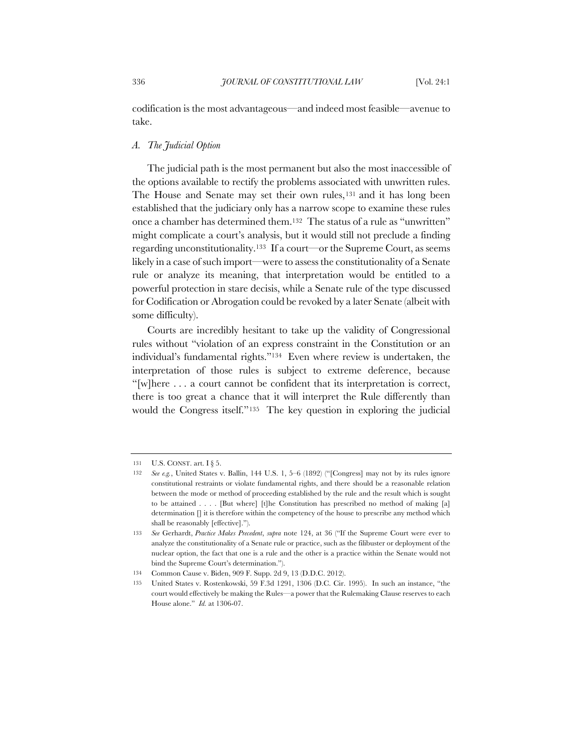codification is the most advantageous—and indeed most feasible—avenue to take.

### *A. The Judicial Option*

The judicial path is the most permanent but also the most inaccessible of the options available to rectify the problems associated with unwritten rules. The House and Senate may set their own rules,[131] and it has long been established that the judiciary only has a narrow scope to examine these rules once a chamber has determined them.[132] The status of a rule as "unwritten" might complicate a court's analysis, but it would still not preclude a finding regarding unconstitutionality.[133] If a court—or the Supreme Court, as seems likely in a case of such import—were to assess the constitutionality of a Senate rule or analyze its meaning, that interpretation would be entitled to a powerful protection in stare decisis, while a Senate rule of the type discussed for Codification or Abrogation could be revoked by a later Senate (albeit with some difficulty).

Courts are incredibly hesitant to take up the validity of Congressional rules without "violation of an express constraint in the Constitution or an individual's fundamental rights."[134] Even where review is undertaken, the interpretation of those rules is subject to extreme deference, because "[w]here . . . a court cannot be confident that its interpretation is correct, there is too great a chance that it will interpret the Rule differently than would the Congress itself."[135] The key question in exploring the judicial

---

131 U.S. CONST. art. I § 5.

132 *See e.g.*, United States v. Ballin, 144 U.S. 1, 5–6 (1892) ("[Congress] may not by its rules ignore constitutional restraints or violate fundamental rights, and there should be a reasonable relation between the mode or method of proceeding established by the rule and the result which is sought to be attained . . . . [But where] [t]he Constitution has prescribed no method of making [a] determination [] it is therefore within the competency of the house to prescribe any method which shall be reasonably [effective].").

133 *See* Gerhardt, *Practice Makes Precedent*, *supra* note 124, at 36 ("If the Supreme Court were ever to analyze the constitutionality of a Senate rule or practice, such as the filibuster or deployment of the nuclear option, the fact that one is a rule and the other is a practice within the Senate would not bind the Supreme Court's determination.").

134 Common Cause v. Biden, 909 F. Supp. 2d 9, 13 (D.D.C. 2012).

135 United States v. Rostenkowski, 59 F.3d 1291, 1306 (D.C. Cir. 1995). In such an instance, "the court would effectively be making the Rules—a power that the Rulemaking Clause reserves to each House alone." *Id.* at 1306-07.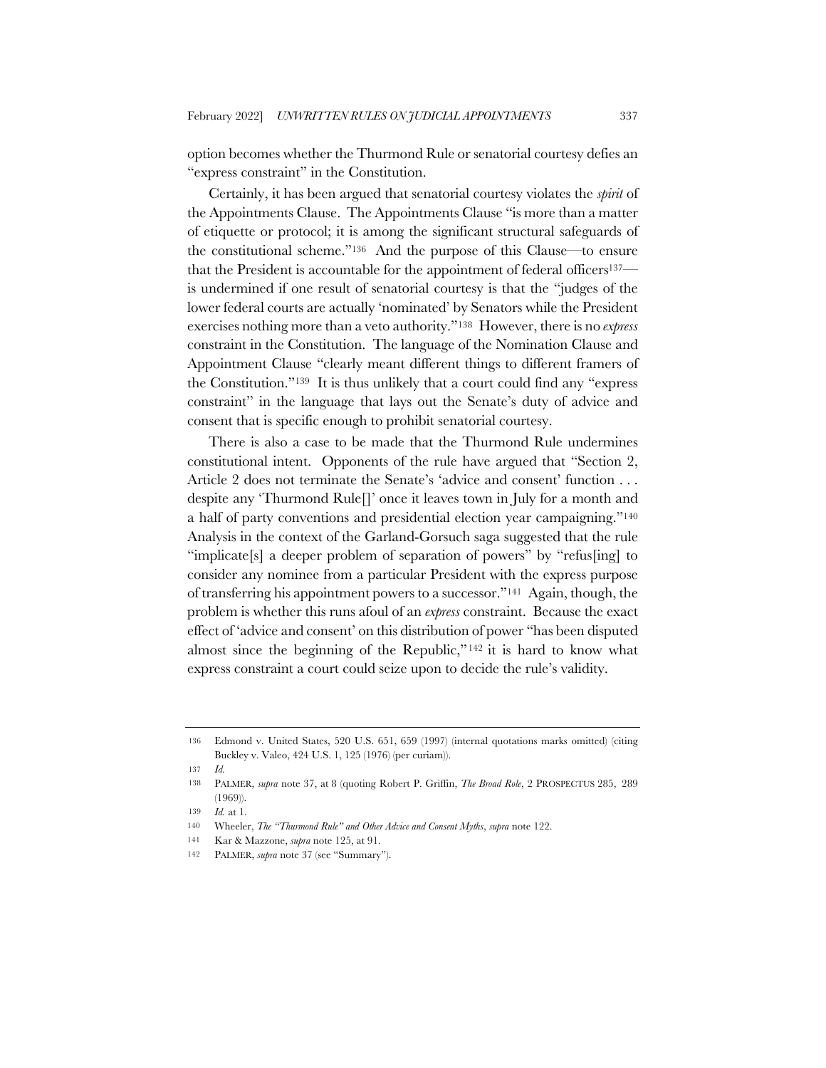option becomes whether the Thurmond Rule or senatorial courtesy defies an "express constraint" in the Constitution.

Certainly, it has been argued that senatorial courtesy violates the *spirit* of the Appointments Clause. The Appointments Clause "is more than a matter of etiquette or protocol; it is among the significant structural safeguards of the constitutional scheme."[136] And the purpose of this Clause—to ensure that the President is accountable for the appointment of federal officers[137]—is undermined if one result of senatorial courtesy is that the "judges of the lower federal courts are actually 'nominated' by Senators while the President exercises nothing more than a veto authority."[138] However, there is no *express* constraint in the Constitution. The language of the Nomination Clause and Appointment Clause "clearly meant different things to different framers of the Constitution."[139] It is thus unlikely that a court could find any "express constraint" in the language that lays out the Senate's duty of advice and consent that is specific enough to prohibit senatorial courtesy.

There is also a case to be made that the Thurmond Rule undermines constitutional intent. Opponents of the rule have argued that "Section 2, Article 2 does not terminate the Senate's 'advice and consent' function . . . despite any 'Thurmond Rule[]' once it leaves town in July for a month and a half of party conventions and presidential election year campaigning."[140] Analysis in the context of the Garland-Gorsuch saga suggested that the rule "implicate[s] a deeper problem of separation of powers" by "refus[ing] to consider any nominee from a particular President with the express purpose of transferring his appointment powers to a successor."[141] Again, though, the problem is whether this runs afoul of an *express* constraint. Because the exact effect of 'advice and consent' on this distribution of power "has been disputed almost since the beginning of the Republic,"[142] it is hard to know what express constraint a court could seize upon to decide the rule's validity.

---

136 Edmond v. United States, 520 U.S. 651, 659 (1997) (internal quotations marks omitted) (citing Buckley v. Valeo, 424 U.S. 1, 125 (1976) (per curiam)).

137 *Id.*

138 PALMER, *supra* note 37, at 8 (quoting Robert P. Griffin, *The Broad Role*, 2 PROSPECTUS 285, 289 (1969)).

139 *Id.* at 1.

140 Wheeler, *The "Thurmond Rule" and Other Advice and Consent Myths*, *supra* note 122.

141 Kar & Mazzone, *supra* note 125, at 91.

142 PALMER, *supra* note 37 (see "Summary").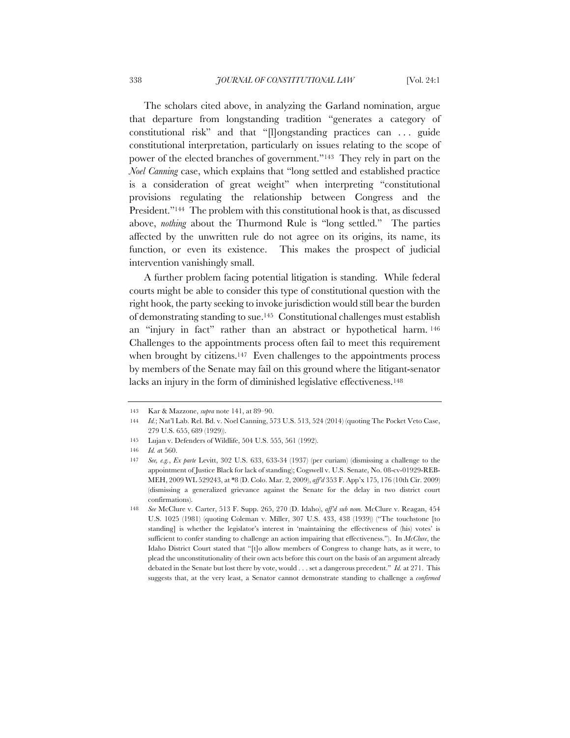The scholars cited above, in analyzing the Garland nomination, argue that departure from longstanding tradition "generates a category of constitutional risk" and that "[l]ongstanding practices can . . . guide constitutional interpretation, particularly on issues relating to the scope of power of the elected branches of government."[143] They rely in part on the *Noel Canning* case, which explains that "long settled and established practice is a consideration of great weight" when interpreting "constitutional provisions regulating the relationship between Congress and the President."[144] The problem with this constitutional hook is that, as discussed above, *nothing* about the Thurmond Rule is "long settled." The parties affected by the unwritten rule do not agree on its origins, its name, its function, or even its existence. This makes the prospect of judicial intervention vanishingly small.

A further problem facing potential litigation is standing. While federal courts might be able to consider this type of constitutional question with the right hook, the party seeking to invoke jurisdiction would still bear the burden of demonstrating standing to sue.[145] Constitutional challenges must establish an "injury in fact" rather than an abstract or hypothetical harm.[146] Challenges to the appointments process often fail to meet this requirement when brought by citizens.[147] Even challenges to the appointments process by members of the Senate may fail on this ground where the litigant-senator lacks an injury in the form of diminished legislative effectiveness.[148]

---

143 Kar & Mazzone, *supra* note 141, at 89–90.

144 *Id.*; Nat'l Lab. Rel. Bd. v. Noel Canning, 573 U.S. 513, 524 (2014) (quoting The Pocket Veto Case, 279 U.S. 655, 689 (1929)).

145 Lujan v. Defenders of Wildlife, 504 U.S. 555, 561 (1992).

146 *Id. at* 560.

147 *See, e.g.*, *Ex parte* Levitt, 302 U.S. 633, 633-34 (1937) (per curiam) (dismissing a challenge to the appointment of Justice Black for lack of standing); Cogswell v. U.S. Senate, No. 08-cv-01929-REB-MEH, 2009 WL 529243, at *8 (D. Colo. Mar. 2, 2009), *aff'd* 353 F. App'x 175, 176 (10th Cir. 2009) (dismissing a generalized grievance against the Senate for the delay in two district court confirmations).

148 *See* McClure v. Carter, 513 F. Supp. 265, 270 (D. Idaho), *aff'd sub nom.* McClure v. Reagan, 454 U.S. 1025 (1981) (quoting Coleman v. Miller, 307 U.S. 433, 438 (1939)) ("The touchstone [to standing] is whether the legislator's interest in 'maintaining the effectiveness of (his) votes' is sufficient to confer standing to challenge an action impairing that effectiveness."). In *McClure*, the Idaho District Court stated that "[t]o allow members of Congress to change hats, as it were, to plead the unconstitutionality of their own acts before this court on the basis of an argument already debated in the Senate but lost there by vote, would . . . set a dangerous precedent." *Id.* at 271. This suggests that, at the very least, a Senator cannot demonstrate standing to challenge a *confirmed*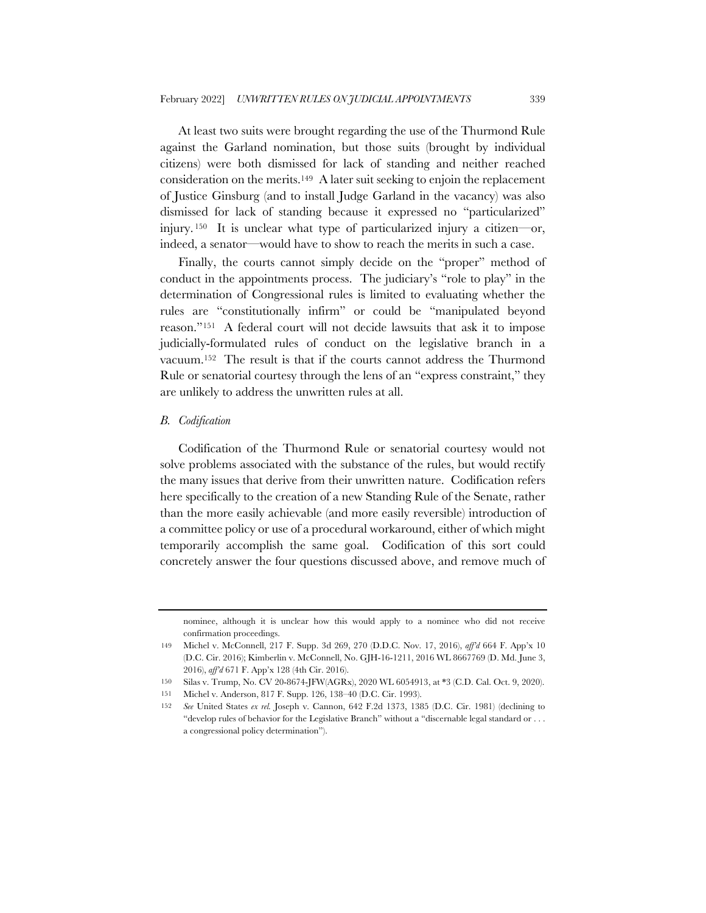At least two suits were brought regarding the use of the Thurmond Rule against the Garland nomination, but those suits (brought by individual citizens) were both dismissed for lack of standing and neither reached consideration on the merits.[149] A later suit seeking to enjoin the replacement of Justice Ginsburg (and to install Judge Garland in the vacancy) was also dismissed for lack of standing because it expressed no "particularized" injury.[150] It is unclear what type of particularized injury a citizen—or, indeed, a senator—would have to show to reach the merits in such a case.

Finally, the courts cannot simply decide on the "proper" method of conduct in the appointments process. The judiciary's "role to play" in the determination of Congressional rules is limited to evaluating whether the rules are "constitutionally infirm" or could be "manipulated beyond reason."[151] A federal court will not decide lawsuits that ask it to impose judicially-formulated rules of conduct on the legislative branch in a vacuum.[152] The result is that if the courts cannot address the Thurmond Rule or senatorial courtesy through the lens of an "express constraint," they are unlikely to address the unwritten rules at all.

### *B. Codification*

Codification of the Thurmond Rule or senatorial courtesy would not solve problems associated with the substance of the rules, but would rectify the many issues that derive from their unwritten nature. Codification refers here specifically to the creation of a new Standing Rule of the Senate, rather than the more easily achievable (and more easily reversible) introduction of a committee policy or use of a procedural workaround, either of which might temporarily accomplish the same goal. Codification of this sort could concretely answer the four questions discussed above, and remove much of

---

nominee, although it is unclear how this would apply to a nominee who did not receive confirmation proceedings.

149 Michel v. McConnell, 217 F. Supp. 3d 269, 270 (D.D.C. Nov. 17, 2016), *aff'd* 664 F. App'x 10 (D.C. Cir. 2016); Kimberlin v. McConnell, No. GJH-16-1211, 2016 WL 8667769 (D. Md. June 3, 2016), *aff'd* 671 F. App'x 128 (4th Cir. 2016).

150 Silas v. Trump, No. CV 20-8674-JFW(AGRx), 2020 WL 6054913, at *3 (C.D. Cal. Oct. 9, 2020).

151 Michel v. Anderson, 817 F. Supp. 126, 138–40 (D.C. Cir. 1993).

152 *See* United States *ex rel.* Joseph v. Cannon, 642 F.2d 1373, 1385 (D.C. Cir. 1981) (declining to "develop rules of behavior for the Legislative Branch" without a "discernable legal standard or . . . a congressional policy determination").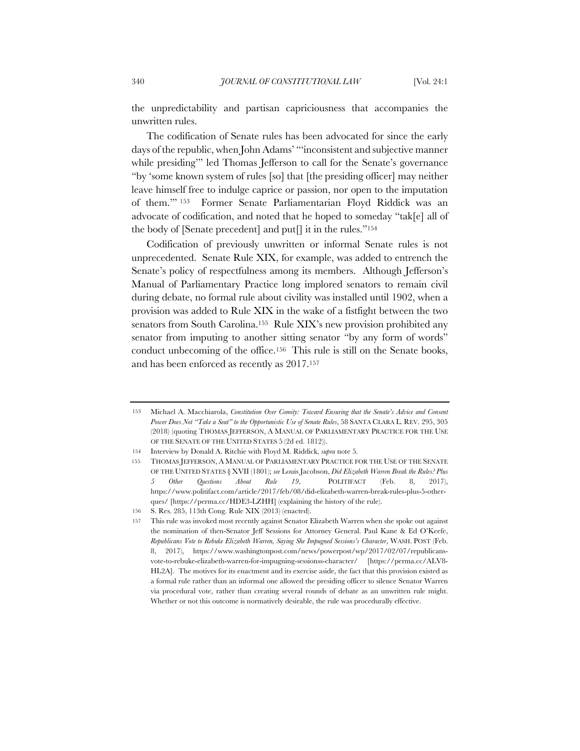the unpredictability and partisan capriciousness that accompanies the unwritten rules.

The codification of Senate rules has been advocated for since the early days of the republic, when John Adams' "'inconsistent and subjective manner while presiding'" led Thomas Jefferson to call for the Senate's governance "by 'some known system of rules [so] that [the presiding officer] may neither leave himself free to indulge caprice or passion, nor open to the imputation of them.'"[153] Former Senate Parliamentarian Floyd Riddick was an advocate of codification, and noted that he hoped to someday "tak[e] all of the body of [Senate precedent] and put[] it in the rules."[154]

Codification of previously unwritten or informal Senate rules is not unprecedented. Senate Rule XIX, for example, was added to entrench the Senate's policy of respectfulness among its members. Although Jefferson's Manual of Parliamentary Practice long implored senators to remain civil during debate, no formal rule about civility was installed until 1902, when a provision was added to Rule XIX in the wake of a fistfight between the two senators from South Carolina.[155] Rule XIX's new provision prohibited any senator from imputing to another sitting senator "by any form of words" conduct unbecoming of the office.[156] This rule is still on the Senate books, and has been enforced as recently as 2017.[157]

---

153 Michael A. Macchiarola, *Constitution Over Comity: Toward Ensuring that the Senate's Advice and Consent Power Does Not "Take a Seat" to the Opportunistic Use of Senate Rules*, 58 SANTA CLARA L. REV. 295, 305 (2018) (quoting THOMAS JEFFERSON, A MANUAL OF PARLIAMENTARY PRACTICE FOR THE USE OF THE SENATE OF THE UNITED STATES 5 (2d ed. 1812)).

154 Interview by Donald A. Ritchie with Floyd M. Riddick, *supra* note 5.

155 THOMAS JEFFERSON, A MANUAL OF PARLIAMENTARY PRACTICE FOR THE USE OF THE SENATE OF THE UNITED STATES § XVII (1801); *see* Louis Jacobson, *Did Elizabeth Warren Break the Rules? Plus 5 Other Questions About Rule 19*, POLITIFACT (Feb. 8, 2017), https://www.politifact.com/article/2017/feb/08/did-elizabeth-warren-break-rules-plus-5-other-ques/ [https://perma.cc/HDE3-LZHH] (explaining the history of the rule).

156 S. Res. 285, 113th Cong. Rule XIX (2013) (enacted).

157 This rule was invoked most recently against Senator Elizabeth Warren when she spoke out against the nomination of then-Senator Jeff Sessions for Attorney General. Paul Kane & Ed O'Keefe, *Republicans Vote to Rebuke Elizabeth Warren, Saying She Impugned Sessions's Character*, WASH. POST (Feb. 8, 2017), https://www.washingtonpost.com/news/powerpost/wp/2017/02/07/republicans-vote-to-rebuke-elizabeth-warren-for-impugning-sessionss-character/ [https://perma.cc/ALV8-HL2A]. The motives for its enactment and its exercise aside, the fact that this provision existed as a formal rule rather than an informal one allowed the presiding officer to silence Senator Warren via procedural vote, rather than creating several rounds of debate as an unwritten rule might. Whether or not this outcome is normatively desirable, the rule was procedurally effective.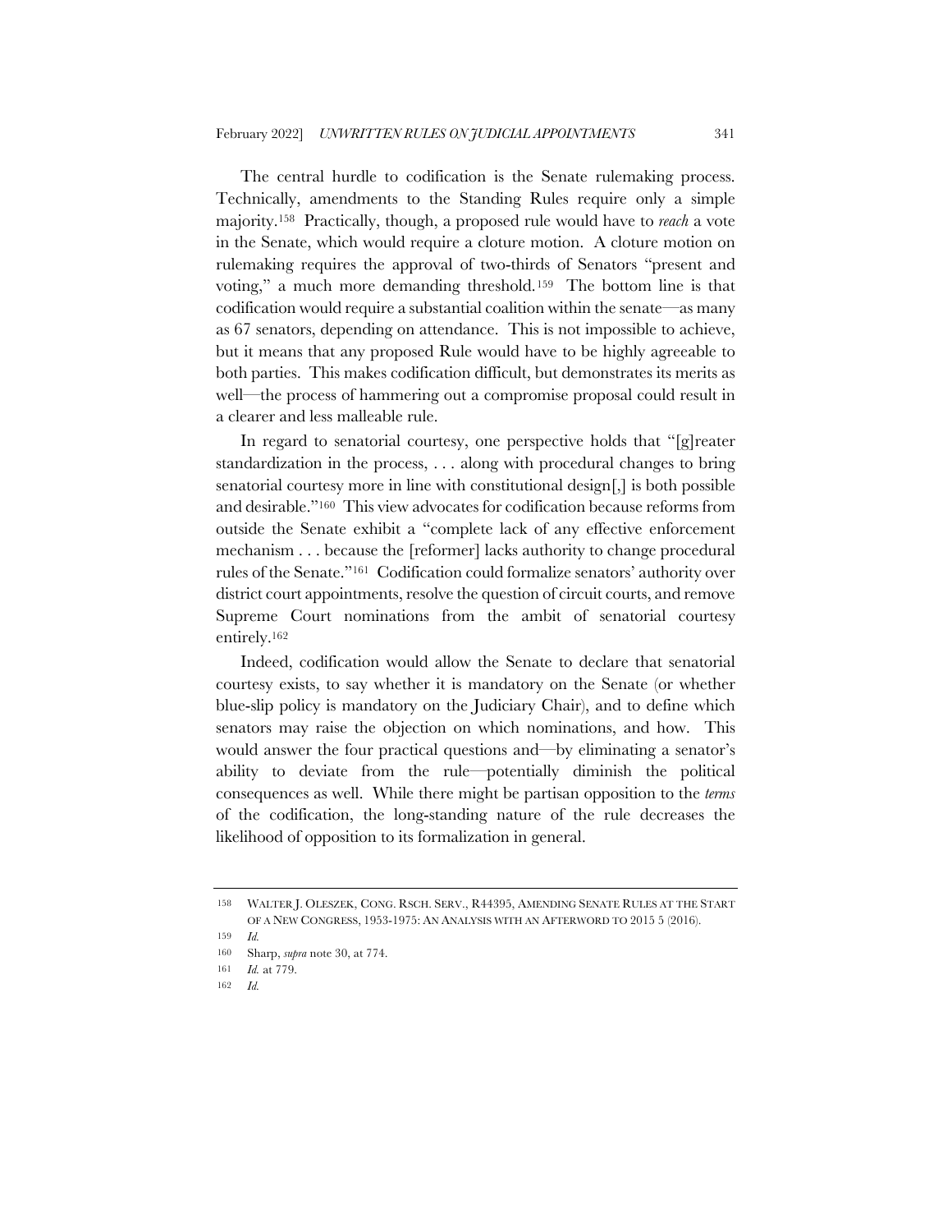The central hurdle to codification is the Senate rulemaking process. Technically, amendments to the Standing Rules require only a simple majority.[158] Practically, though, a proposed rule would have to *reach* a vote in the Senate, which would require a cloture motion. A cloture motion on rulemaking requires the approval of two-thirds of Senators "present and voting," a much more demanding threshold.[159] The bottom line is that codification would require a substantial coalition within the senate—as many as 67 senators, depending on attendance. This is not impossible to achieve, but it means that any proposed Rule would have to be highly agreeable to both parties. This makes codification difficult, but demonstrates its merits as well—the process of hammering out a compromise proposal could result in a clearer and less malleable rule.

In regard to senatorial courtesy, one perspective holds that "[g]reater standardization in the process, . . . along with procedural changes to bring senatorial courtesy more in line with constitutional design[,] is both possible and desirable."[160] This view advocates for codification because reforms from outside the Senate exhibit a "complete lack of any effective enforcement mechanism . . . because the [reformer] lacks authority to change procedural rules of the Senate."[161] Codification could formalize senators' authority over district court appointments, resolve the question of circuit courts, and remove Supreme Court nominations from the ambit of senatorial courtesy entirely.[162]

Indeed, codification would allow the Senate to declare that senatorial courtesy exists, to say whether it is mandatory on the Senate (or whether blue-slip policy is mandatory on the Judiciary Chair), and to define which senators may raise the objection on which nominations, and how. This would answer the four practical questions and—by eliminating a senator's ability to deviate from the rule—potentially diminish the political consequences as well. While there might be partisan opposition to the *terms* of the codification, the long-standing nature of the rule decreases the likelihood of opposition to its formalization in general.

---

158 WALTER J. OLESZEK, CONG. RSCH. SERV., R44395, AMENDING SENATE RULES AT THE START OF A NEW CONGRESS, 1953-1975: AN ANALYSIS WITH AN AFTERWORD TO 2015 5 (2016).

159 *Id.*

160 Sharp, *supra* note 30, at 774.

161 *Id.* at 779.

162 *Id.*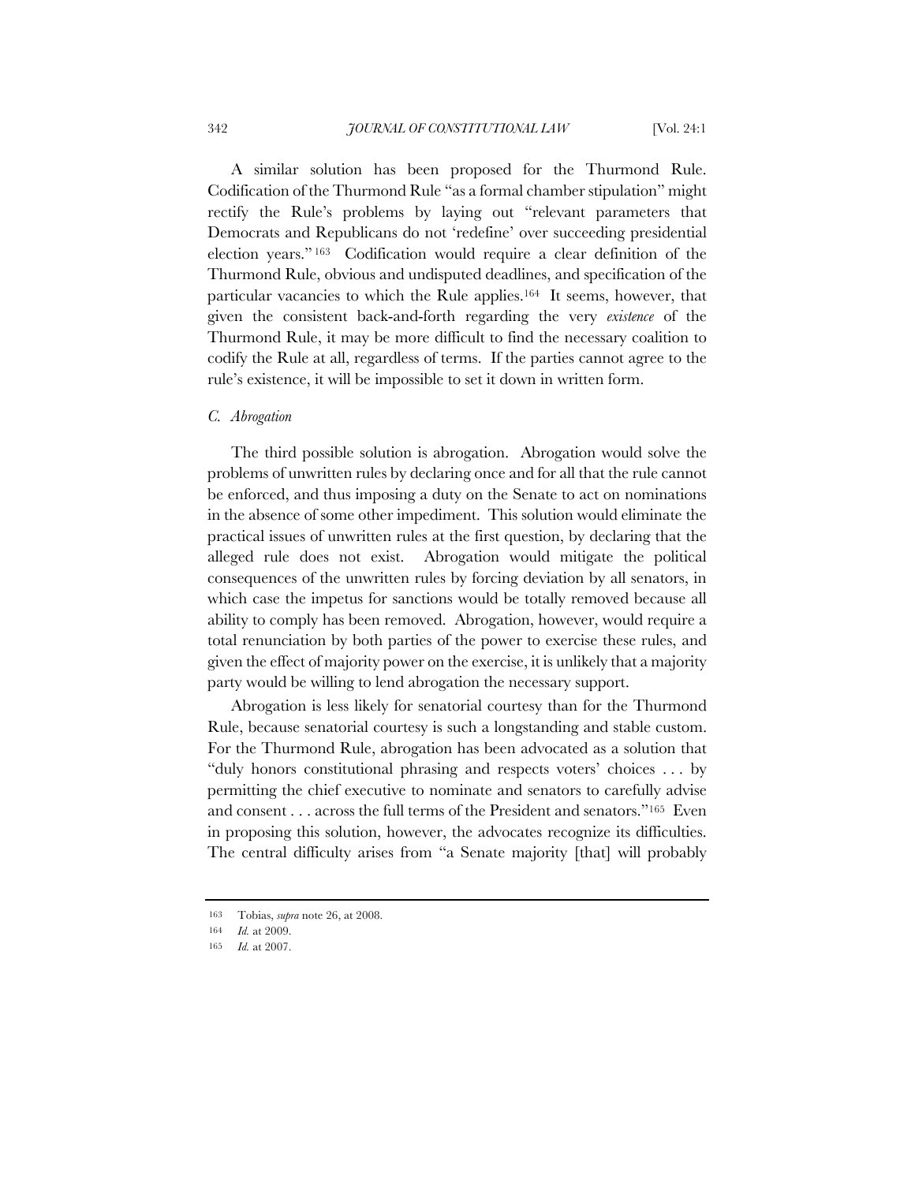A similar solution has been proposed for the Thurmond Rule. Codification of the Thurmond Rule "as a formal chamber stipulation" might rectify the Rule's problems by laying out "relevant parameters that Democrats and Republicans do not 'redefine' over succeeding presidential election years."[163] Codification would require a clear definition of the Thurmond Rule, obvious and undisputed deadlines, and specification of the particular vacancies to which the Rule applies.[164] It seems, however, that given the consistent back-and-forth regarding the very *existence* of the Thurmond Rule, it may be more difficult to find the necessary coalition to codify the Rule at all, regardless of terms. If the parties cannot agree to the rule's existence, it will be impossible to set it down in written form.

### *C. Abrogation*

The third possible solution is abrogation. Abrogation would solve the problems of unwritten rules by declaring once and for all that the rule cannot be enforced, and thus imposing a duty on the Senate to act on nominations in the absence of some other impediment. This solution would eliminate the practical issues of unwritten rules at the first question, by declaring that the alleged rule does not exist. Abrogation would mitigate the political consequences of the unwritten rules by forcing deviation by all senators, in which case the impetus for sanctions would be totally removed because all ability to comply has been removed. Abrogation, however, would require a total renunciation by both parties of the power to exercise these rules, and given the effect of majority power on the exercise, it is unlikely that a majority party would be willing to lend abrogation the necessary support.

Abrogation is less likely for senatorial courtesy than for the Thurmond Rule, because senatorial courtesy is such a longstanding and stable custom. For the Thurmond Rule, abrogation has been advocated as a solution that "duly honors constitutional phrasing and respects voters' choices . . . by permitting the chief executive to nominate and senators to carefully advise and consent . . . across the full terms of the President and senators."[165] Even in proposing this solution, however, the advocates recognize its difficulties. The central difficulty arises from "a Senate majority [that] will probably

---

163 Tobias, *supra* note 26, at 2008.

164 *Id.* at 2009.

165 *Id.* at 2007.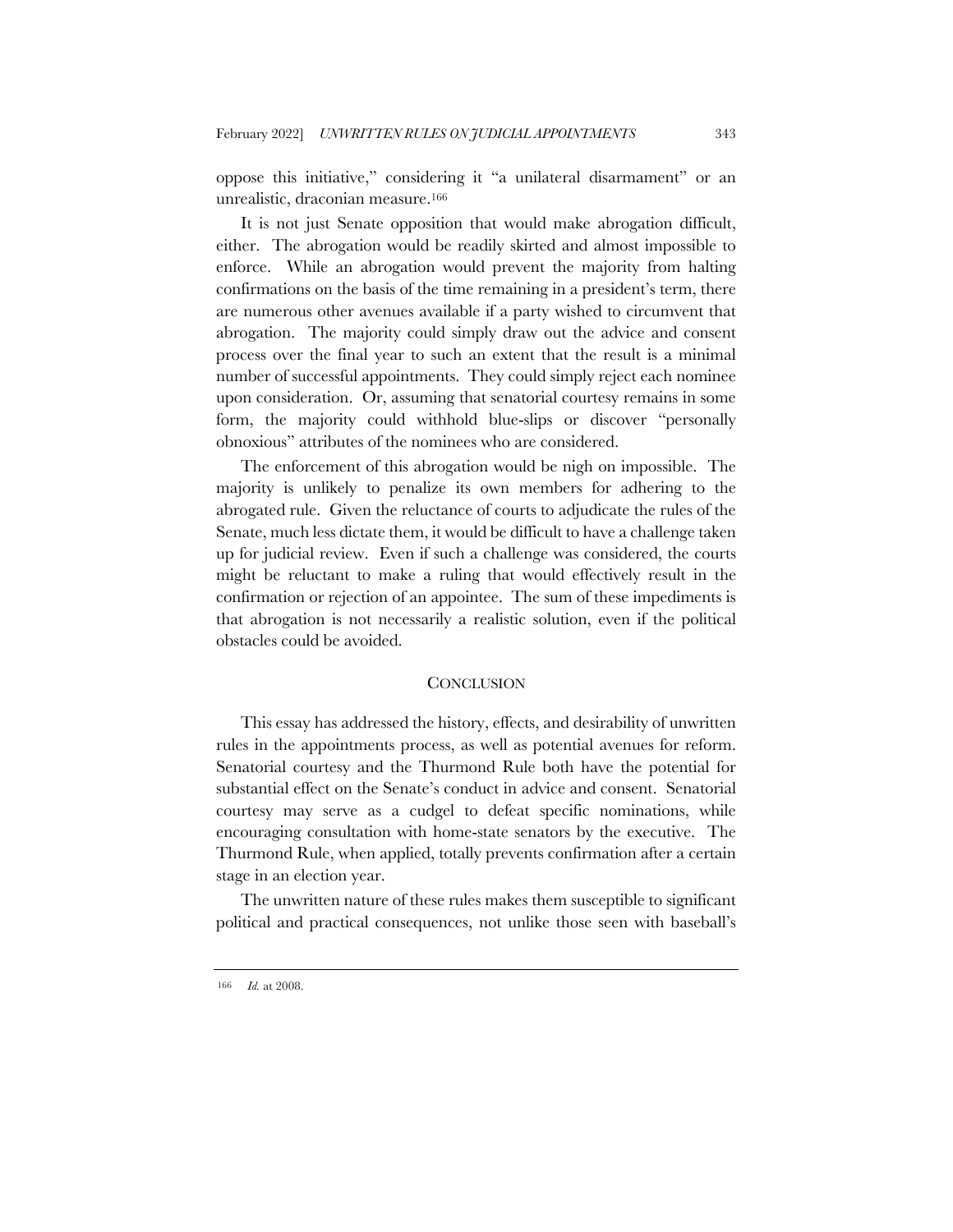oppose this initiative," considering it "a unilateral disarmament" or an unrealistic, draconian measure.[166]

It is not just Senate opposition that would make abrogation difficult, either. The abrogation would be readily skirted and almost impossible to enforce. While an abrogation would prevent the majority from halting confirmations on the basis of the time remaining in a president's term, there are numerous other avenues available if a party wished to circumvent that abrogation. The majority could simply draw out the advice and consent process over the final year to such an extent that the result is a minimal number of successful appointments. They could simply reject each nominee upon consideration. Or, assuming that senatorial courtesy remains in some form, the majority could withhold blue-slips or discover "personally obnoxious" attributes of the nominees who are considered.

The enforcement of this abrogation would be nigh on impossible. The majority is unlikely to penalize its own members for adhering to the abrogated rule. Given the reluctance of courts to adjudicate the rules of the Senate, much less dictate them, it would be difficult to have a challenge taken up for judicial review. Even if such a challenge was considered, the courts might be reluctant to make a ruling that would effectively result in the confirmation or rejection of an appointee. The sum of these impediments is that abrogation is not necessarily a realistic solution, even if the political obstacles could be avoided.

## CONCLUSION

This essay has addressed the history, effects, and desirability of unwritten rules in the appointments process, as well as potential avenues for reform. Senatorial courtesy and the Thurmond Rule both have the potential for substantial effect on the Senate's conduct in advice and consent. Senatorial courtesy may serve as a cudgel to defeat specific nominations, while encouraging consultation with home-state senators by the executive. The Thurmond Rule, when applied, totally prevents confirmation after a certain stage in an election year.

The unwritten nature of these rules makes them susceptible to significant political and practical consequences, not unlike those seen with baseball's

---

166 *Id.* at 2008.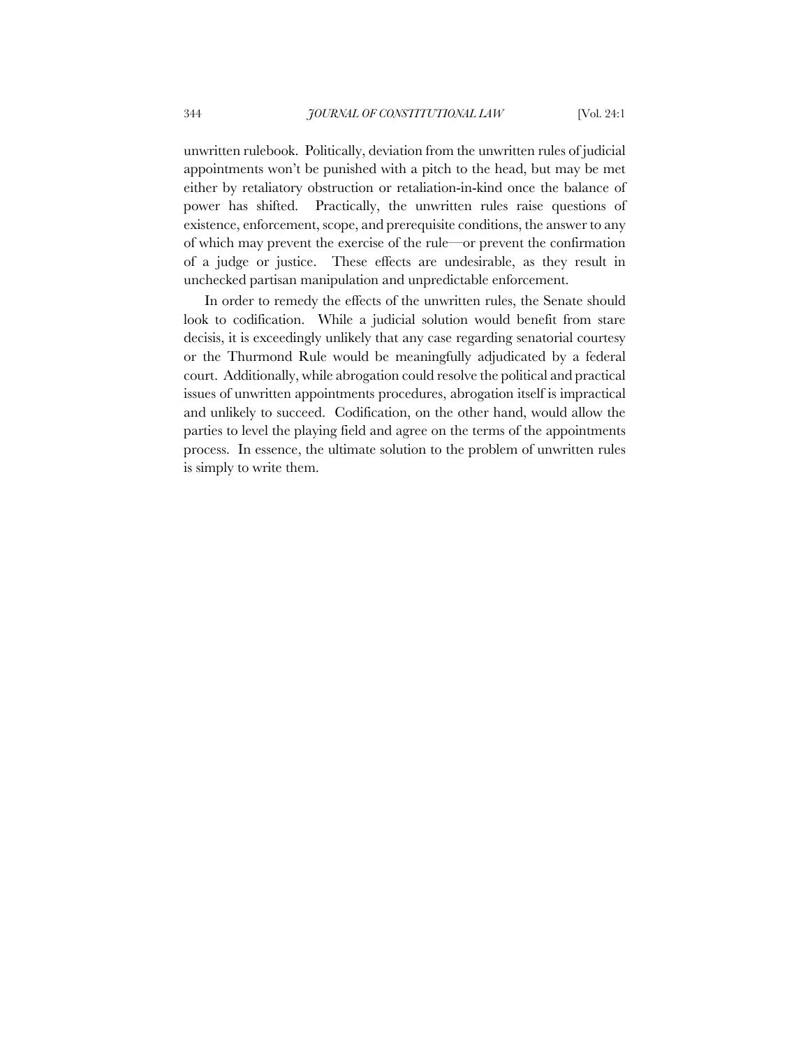unwritten rulebook. Politically, deviation from the unwritten rules of judicial appointments won't be punished with a pitch to the head, but may be met either by retaliatory obstruction or retaliation-in-kind once the balance of power has shifted. Practically, the unwritten rules raise questions of existence, enforcement, scope, and prerequisite conditions, the answer to any of which may prevent the exercise of the rule—or prevent the confirmation of a judge or justice. These effects are undesirable, as they result in unchecked partisan manipulation and unpredictable enforcement.

In order to remedy the effects of the unwritten rules, the Senate should look to codification. While a judicial solution would benefit from stare decisis, it is exceedingly unlikely that any case regarding senatorial courtesy or the Thurmond Rule would be meaningfully adjudicated by a federal court. Additionally, while abrogation could resolve the political and practical issues of unwritten appointments procedures, abrogation itself is impractical and unlikely to succeed. Codification, on the other hand, would allow the parties to level the playing field and agree on the terms of the appointments process. In essence, the ultimate solution to the problem of unwritten rules is simply to write them.